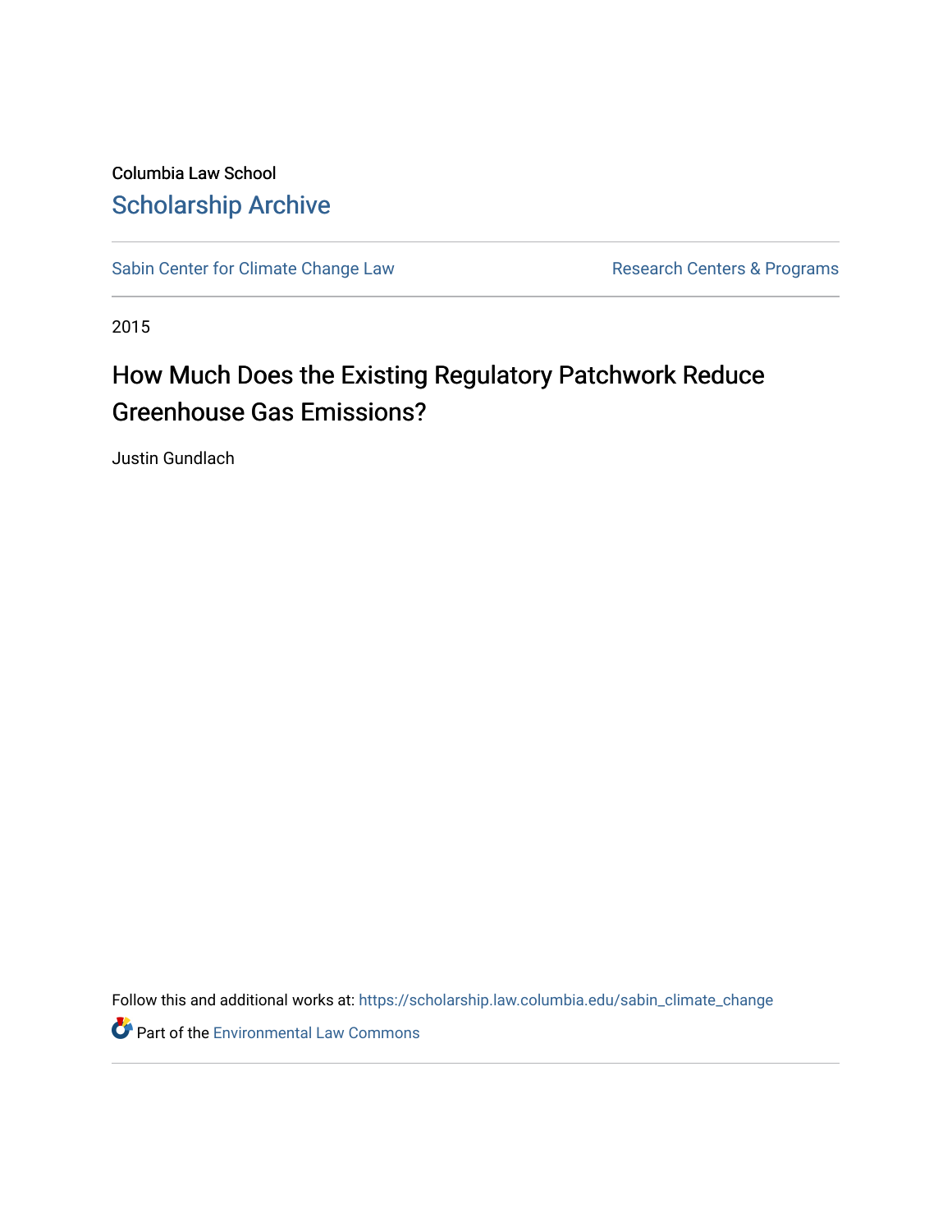Columbia Law School

Scholarship Archive

Sabin Center for Climate Change Law

Research Centers & Programs

2015

# How Much Does the Existing Regulatory Patchwork Reduce Greenhouse Gas Emissions?

Justin Gundlach

Follow this and additional works at: https://scholarship.law.columbia.edu/sabin_climate_change

Part of the Environmental Law Commons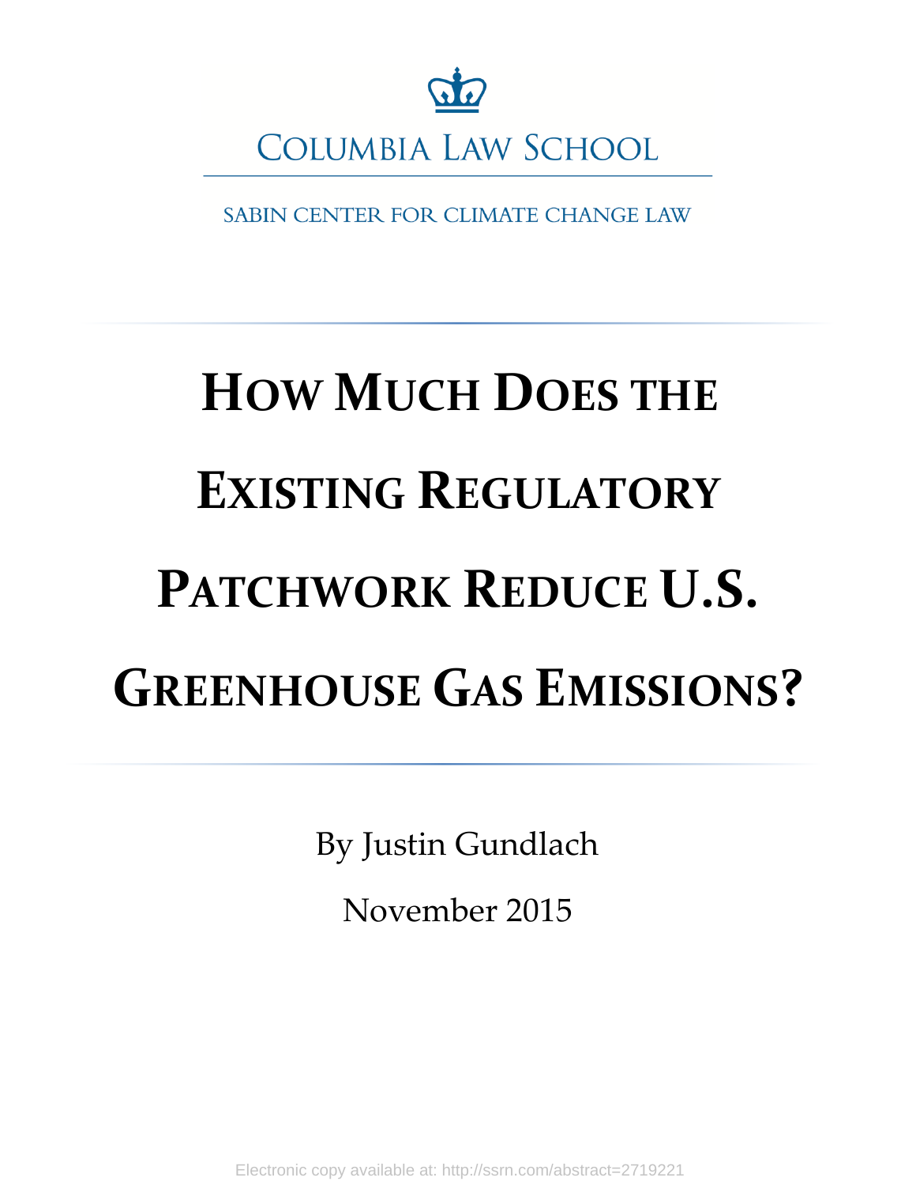COLUMBIA LAW SCHOOL

SABIN CENTER FOR CLIMATE CHANGE LAW

# HOW MUCH DOES THE EXISTING REGULATORY PATCHWORK REDUCE U.S. GREENHOUSE GAS EMISSIONS?

By Justin Gundlach

November 2015

Electronic copy available at: http://ssrn.com/abstract=2719221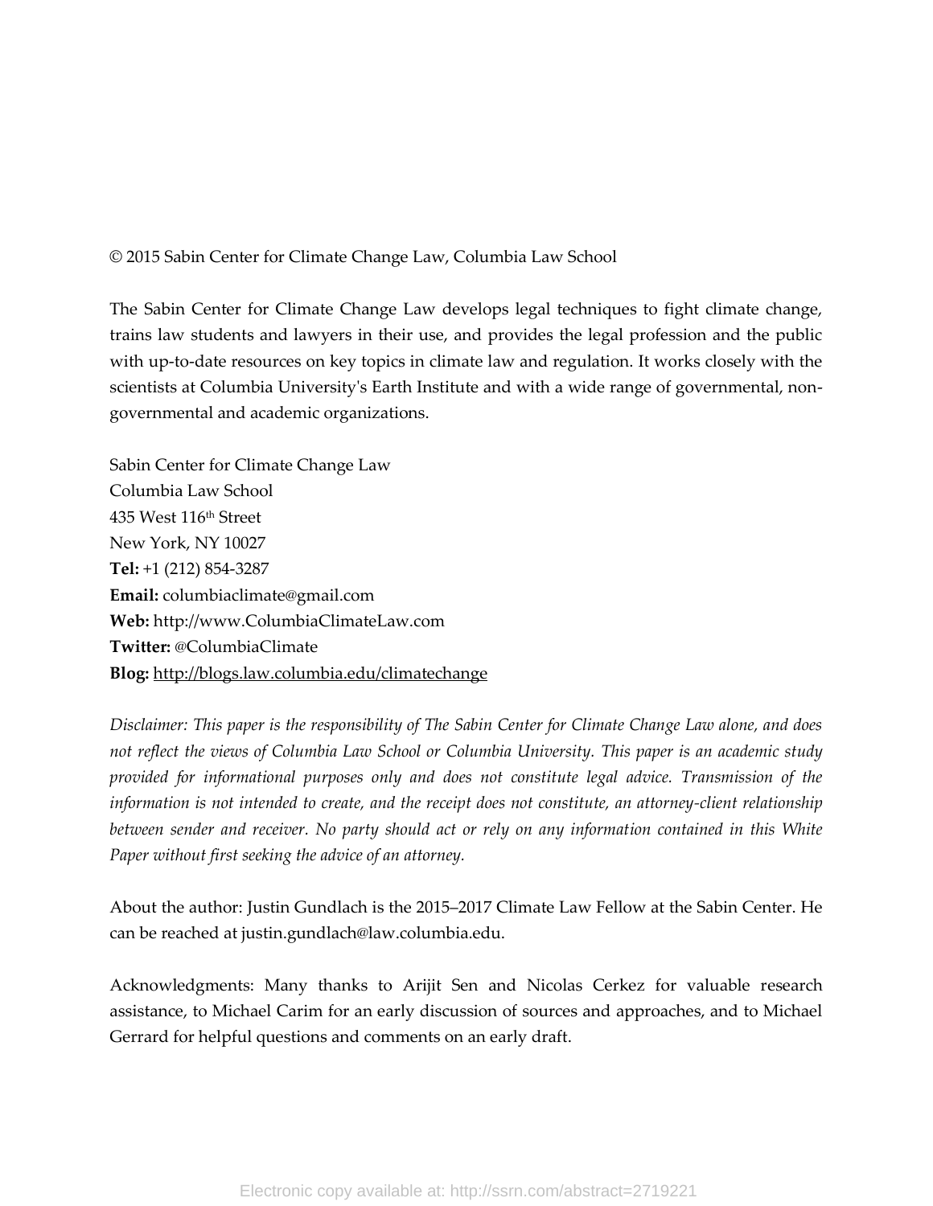© 2015 Sabin Center for Climate Change Law, Columbia Law School

The Sabin Center for Climate Change Law develops legal techniques to fight climate change, trains law students and lawyers in their use, and provides the legal profession and the public with up-to-date resources on key topics in climate law and regulation. It works closely with the scientists at Columbia University's Earth Institute and with a wide range of governmental, non-governmental and academic organizations.

Sabin Center for Climate Change Law
Columbia Law School
435 West 116th Street
New York, NY 10027
**Tel:** +1 (212) 854-3287
**Email:** columbiaclimate@gmail.com
**Web:** http://www.ColumbiaClimateLaw.com
**Twitter:** @ColumbiaClimate
**Blog:** http://blogs.law.columbia.edu/climatechange

*Disclaimer: This paper is the responsibility of The Sabin Center for Climate Change Law alone, and does not reflect the views of Columbia Law School or Columbia University. This paper is an academic study provided for informational purposes only and does not constitute legal advice. Transmission of the information is not intended to create, and the receipt does not constitute, an attorney-client relationship between sender and receiver. No party should act or rely on any information contained in this White Paper without first seeking the advice of an attorney.*

About the author: Justin Gundlach is the 2015–2017 Climate Law Fellow at the Sabin Center. He can be reached at justin.gundlach@law.columbia.edu.

Acknowledgments: Many thanks to Arijit Sen and Nicolas Cerkez for valuable research assistance, to Michael Carim for an early discussion of sources and approaches, and to Michael Gerrard for helpful questions and comments on an early draft.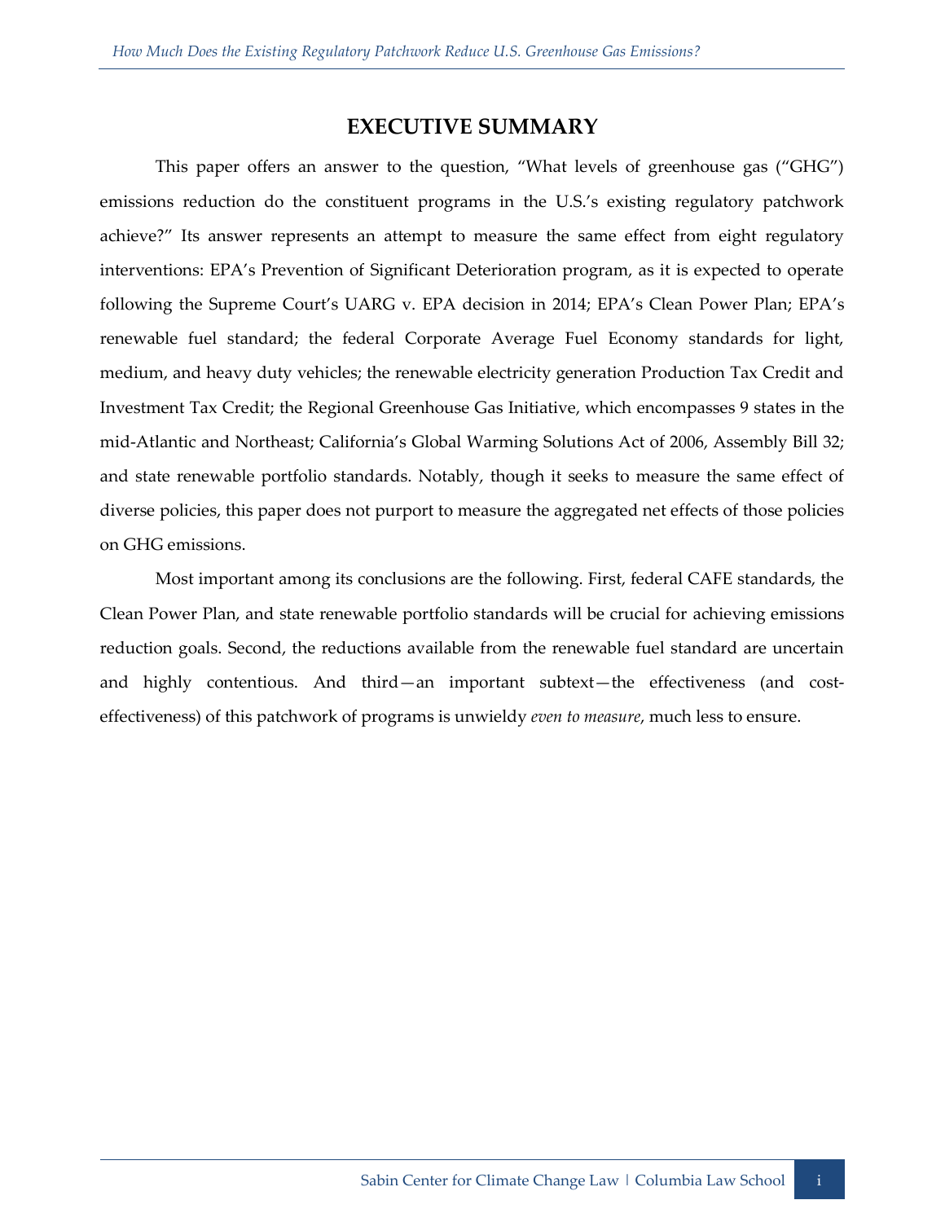# EXECUTIVE SUMMARY

This paper offers an answer to the question, "What levels of greenhouse gas ("GHG") emissions reduction do the constituent programs in the U.S.'s existing regulatory patchwork achieve?" Its answer represents an attempt to measure the same effect from eight regulatory interventions: EPA's Prevention of Significant Deterioration program, as it is expected to operate following the Supreme Court's UARG v. EPA decision in 2014; EPA's Clean Power Plan; EPA's renewable fuel standard; the federal Corporate Average Fuel Economy standards for light, medium, and heavy duty vehicles; the renewable electricity generation Production Tax Credit and Investment Tax Credit; the Regional Greenhouse Gas Initiative, which encompasses 9 states in the mid-Atlantic and Northeast; California's Global Warming Solutions Act of 2006, Assembly Bill 32; and state renewable portfolio standards. Notably, though it seeks to measure the same effect of diverse policies, this paper does not purport to measure the aggregated net effects of those policies on GHG emissions.

Most important among its conclusions are the following. First, federal CAFE standards, the Clean Power Plan, and state renewable portfolio standards will be crucial for achieving emissions reduction goals. Second, the reductions available from the renewable fuel standard are uncertain and highly contentious. And third—an important subtext—the effectiveness (and cost-effectiveness) of this patchwork of programs is unwieldy *even to measure*, much less to ensure.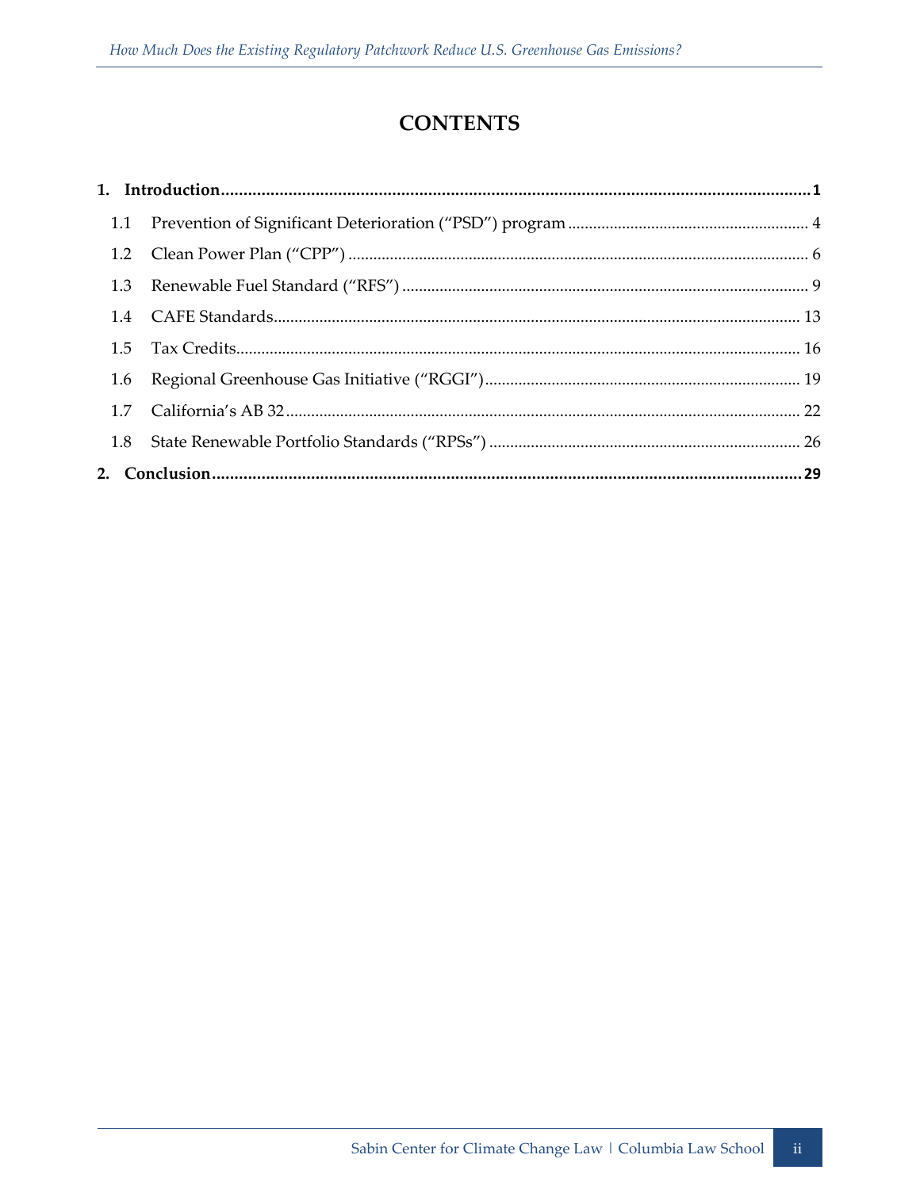# CONTENTS

**1. Introduction** ........ **1**

1.1 Prevention of Significant Deterioration (“PSD”) program ........ 4

1.2 Clean Power Plan (“CPP”) ........ 6

1.3 Renewable Fuel Standard (“RFS”) ........ 9

1.4 CAFE Standards ........ 13

1.5 Tax Credits ........ 16

1.6 Regional Greenhouse Gas Initiative (“RGGI”) ........ 19

1.7 California’s AB 32 ........ 22

1.8 State Renewable Portfolio Standards (“RPSs”) ........ 26

**2. Conclusion** ........ **29**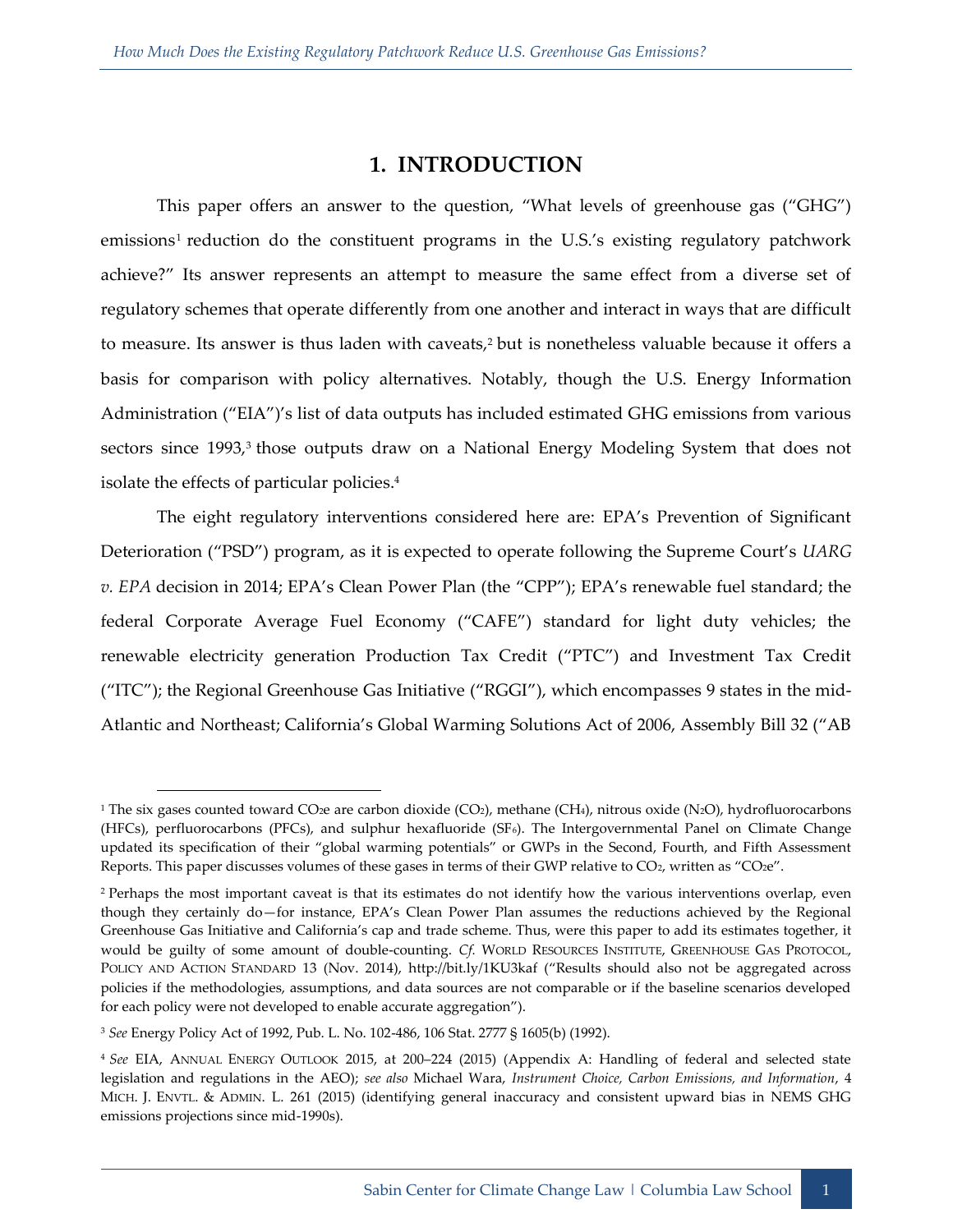# 1. INTRODUCTION

This paper offers an answer to the question, "What levels of greenhouse gas ("GHG") emissions[1] reduction do the constituent programs in the U.S.'s existing regulatory patchwork achieve?" Its answer represents an attempt to measure the same effect from a diverse set of regulatory schemes that operate differently from one another and interact in ways that are difficult to measure. Its answer is thus laden with caveats,[2] but is nonetheless valuable because it offers a basis for comparison with policy alternatives. Notably, though the U.S. Energy Information Administration ("EIA")'s list of data outputs has included estimated GHG emissions from various sectors since 1993,[3] those outputs draw on a National Energy Modeling System that does not isolate the effects of particular policies.[4]

The eight regulatory interventions considered here are: EPA's Prevention of Significant Deterioration ("PSD") program, as it is expected to operate following the Supreme Court's *UARG v. EPA* decision in 2014; EPA's Clean Power Plan (the "CPP"); EPA's renewable fuel standard; the federal Corporate Average Fuel Economy ("CAFE") standard for light duty vehicles; the renewable electricity generation Production Tax Credit ("PTC") and Investment Tax Credit ("ITC"); the Regional Greenhouse Gas Initiative ("RGGI"), which encompasses 9 states in the mid-Atlantic and Northeast; California's Global Warming Solutions Act of 2006, Assembly Bill 32 ("AB

---

[1] The six gases counted toward $CO_2e$ are carbon dioxide ($CO_2$), methane ($CH_4$), nitrous oxide ($N_2O$), hydrofluorocarbons (HFCs), perfluorocarbons (PFCs), and sulphur hexafluoride ($SF_6$). The Intergovernmental Panel on Climate Change updated its specification of their "global warming potentials" or GWPs in the Second, Fourth, and Fifth Assessment Reports. This paper discusses volumes of these gases in terms of their GWP relative to $CO_2$, written as "$CO_2e$".

[2] Perhaps the most important caveat is that its estimates do not identify how the various interventions overlap, even though they certainly do—for instance, EPA's Clean Power Plan assumes the reductions achieved by the Regional Greenhouse Gas Initiative and California's cap and trade scheme. Thus, were this paper to add its estimates together, it would be guilty of some amount of double-counting. *Cf.* World Resources Institute, Greenhouse Gas Protocol, Policy and Action Standard 13 (Nov. 2014), http://bit.ly/1KU3kaf ("Results should also not be aggregated across policies if the methodologies, assumptions, and data sources are not comparable or if the baseline scenarios developed for each policy were not developed to enable accurate aggregation").

[3] *See* Energy Policy Act of 1992, Pub. L. No. 102-486, 106 Stat. 2777 § 1605(b) (1992).

[4] *See* EIA, Annual Energy Outlook 2015, at 200–224 (2015) (Appendix A: Handling of federal and selected state legislation and regulations in the AEO); *see also* Michael Wara, *Instrument Choice, Carbon Emissions, and Information*, 4 Mich. J. Envtl. & Admin. L. 261 (2015) (identifying general inaccuracy and consistent upward bias in NEMS GHG emissions projections since mid-1990s).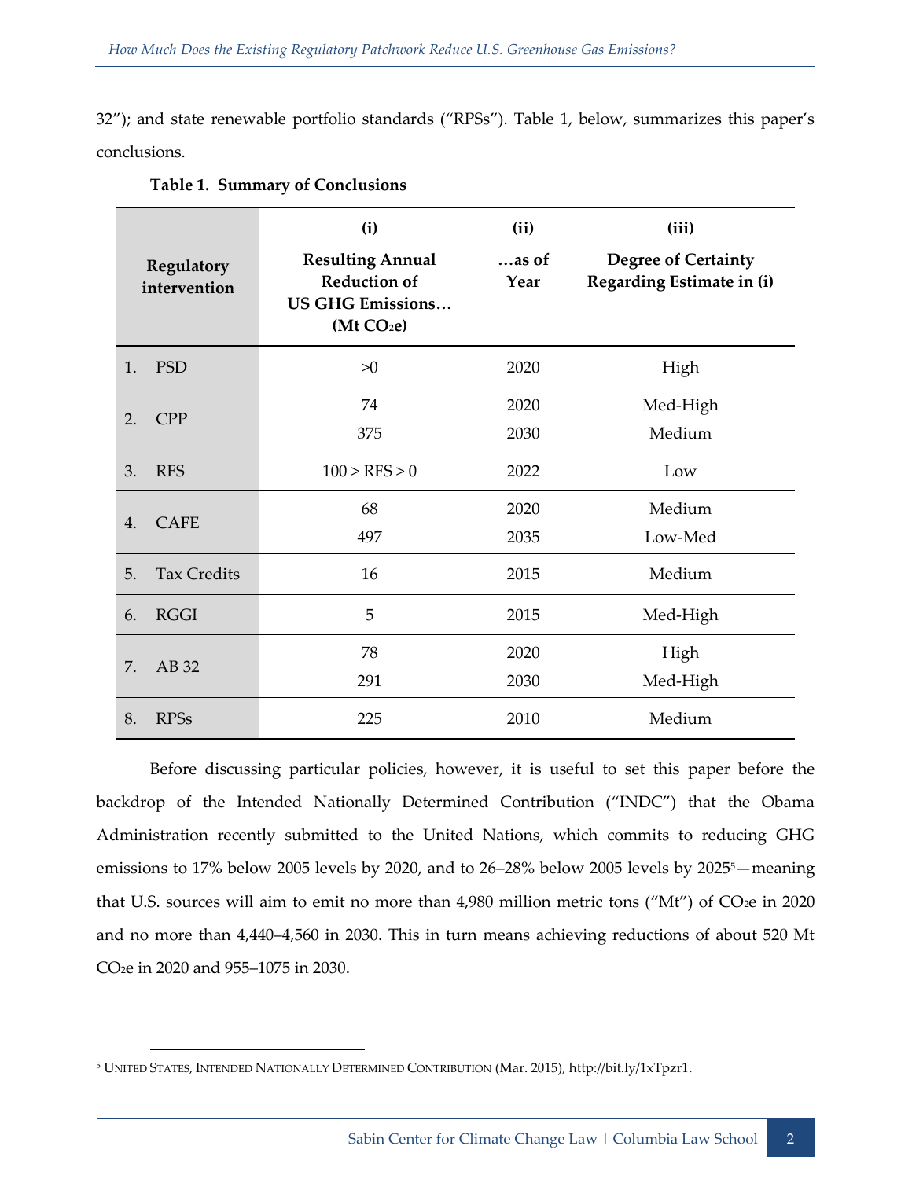32"); and state renewable portfolio standards ("RPSs"). Table 1, below, summarizes this paper's conclusions.

**Table 1. Summary of Conclusions**

| Regulatory intervention | (i) Resulting Annual Reduction of US GHG Emissions… (Mt $CO_2e$) | (ii) …as of Year | (iii) Degree of Certainty Regarding Estimate in (i) |
|---|---|---|---|
| 1. PSD | >0 | 2020 | High |
| 2. CPP | 74 | 2020 | Med-High |
| | 375 | 2030 | Medium |
| 3. RFS | 100 > RFS > 0 | 2022 | Low |
| 4. CAFE | 68 | 2020 | Medium |
| | 497 | 2035 | Low-Med |
| 5. Tax Credits | 16 | 2015 | Medium |
| 6. RGGI | 5 | 2015 | Med-High |
| 7. AB 32 | 78 | 2020 | High |
| | 291 | 2030 | Med-High |
| 8. RPSs | 225 | 2010 | Medium |

Before discussing particular policies, however, it is useful to set this paper before the backdrop of the Intended Nationally Determined Contribution ("INDC") that the Obama Administration recently submitted to the United Nations, which commits to reducing GHG emissions to 17% below 2005 levels by 2020, and to 26–28% below 2005 levels by 2025[5]—meaning that U.S. sources will aim to emit no more than 4,980 million metric tons ("Mt") of $CO_2e$ in 2020 and no more than 4,440–4,560 in 2030. This in turn means achieving reductions of about 520 Mt $CO_2e$ in 2020 and 955–1075 in 2030.

[5] UNITED STATES, INTENDED NATIONALLY DETERMINED CONTRIBUTION (Mar. 2015), http://bit.ly/1xTpzr1.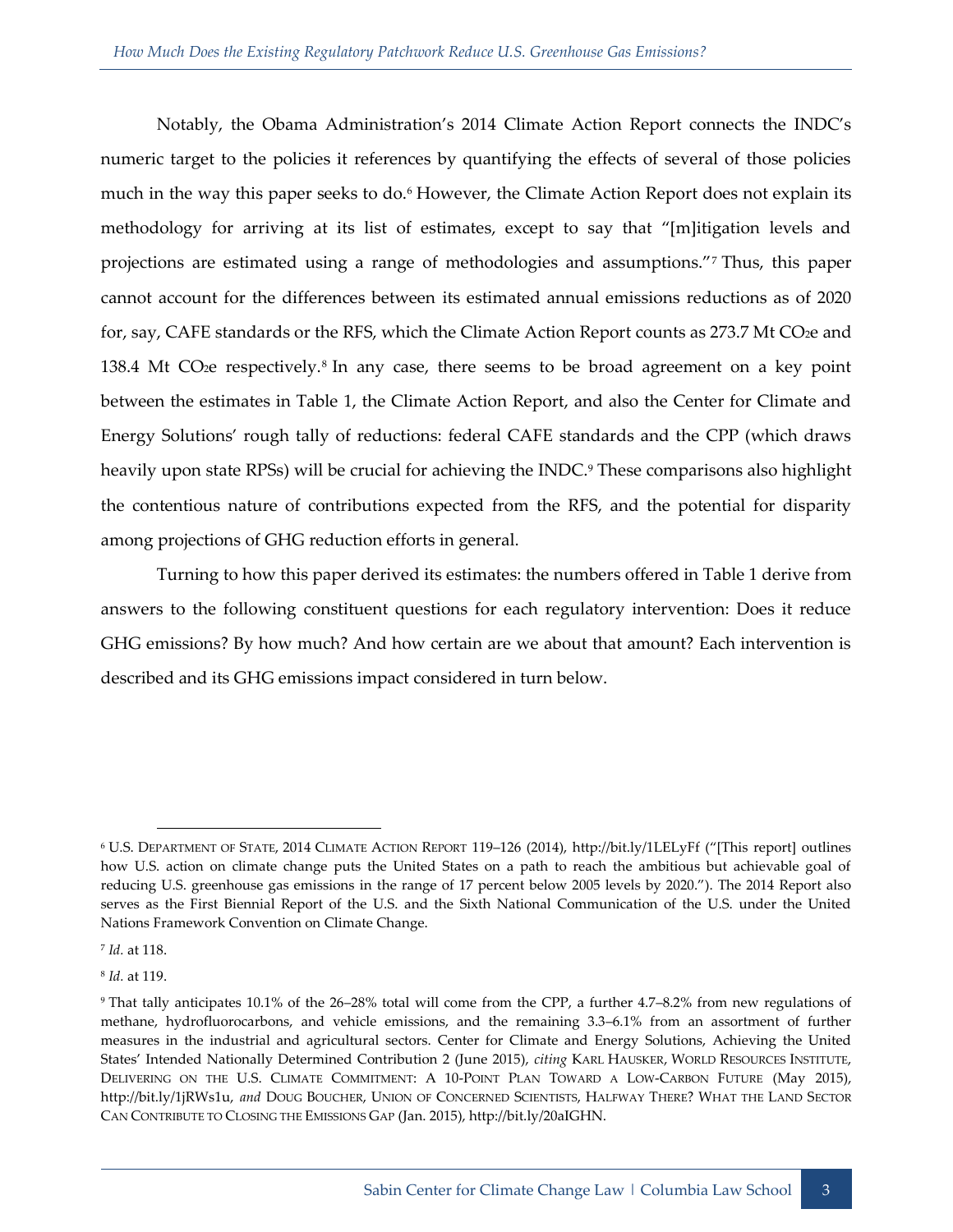Notably, the Obama Administration's 2014 Climate Action Report connects the INDC's numeric target to the policies it references by quantifying the effects of several of those policies much in the way this paper seeks to do.[6] However, the Climate Action Report does not explain its methodology for arriving at its list of estimates, except to say that "[m]itigation levels and projections are estimated using a range of methodologies and assumptions."[7] Thus, this paper cannot account for the differences between its estimated annual emissions reductions as of 2020 for, say, CAFE standards or the RFS, which the Climate Action Report counts as 273.7 Mt $CO_2$e and 138.4 Mt $CO_2$e respectively.[8] In any case, there seems to be broad agreement on a key point between the estimates in Table 1, the Climate Action Report, and also the Center for Climate and Energy Solutions' rough tally of reductions: federal CAFE standards and the CPP (which draws heavily upon state RPSs) will be crucial for achieving the INDC.[9] These comparisons also highlight the contentious nature of contributions expected from the RFS, and the potential for disparity among projections of GHG reduction efforts in general.

Turning to how this paper derived its estimates: the numbers offered in Table 1 derive from answers to the following constituent questions for each regulatory intervention: Does it reduce GHG emissions? By how much? And how certain are we about that amount? Each intervention is described and its GHG emissions impact considered in turn below.

---

[6] U.S. DEPARTMENT OF STATE, 2014 CLIMATE ACTION REPORT 119–126 (2014), http://bit.ly/1LELyFf ("[This report] outlines how U.S. action on climate change puts the United States on a path to reach the ambitious but achievable goal of reducing U.S. greenhouse gas emissions in the range of 17 percent below 2005 levels by 2020."). The 2014 Report also serves as the First Biennial Report of the U.S. and the Sixth National Communication of the U.S. under the United Nations Framework Convention on Climate Change.

[7] *Id.* at 118.

[8] *Id.* at 119.

[9] That tally anticipates 10.1% of the 26–28% total will come from the CPP, a further 4.7–8.2% from new regulations of methane, hydrofluorocarbons, and vehicle emissions, and the remaining 3.3–6.1% from an assortment of further measures in the industrial and agricultural sectors. Center for Climate and Energy Solutions, Achieving the United States' Intended Nationally Determined Contribution 2 (June 2015), *citing* KARL HAUSKER, WORLD RESOURCES INSTITUTE, DELIVERING ON THE U.S. CLIMATE COMMITMENT: A 10-POINT PLAN TOWARD A LOW-CARBON FUTURE (May 2015), http://bit.ly/1jRWs1u, *and* DOUG BOUCHER, UNION OF CONCERNED SCIENTISTS, HALFWAY THERE? WHAT THE LAND SECTOR CAN CONTRIBUTE TO CLOSING THE EMISSIONS GAP (Jan. 2015), http://bit.ly/20aIGHN.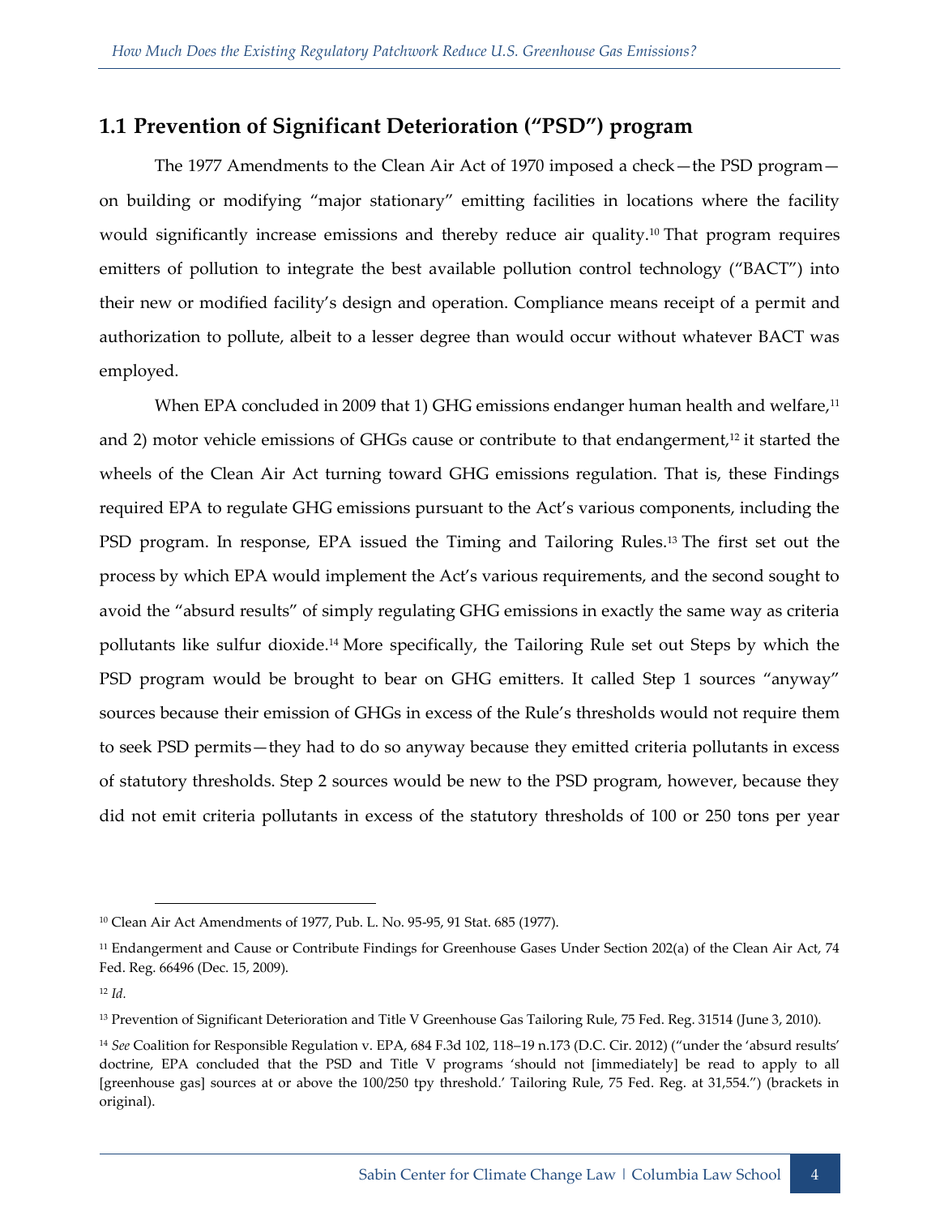## 1.1 Prevention of Significant Deterioration ("PSD") program

The 1977 Amendments to the Clean Air Act of 1970 imposed a check—the PSD program—on building or modifying "major stationary" emitting facilities in locations where the facility would significantly increase emissions and thereby reduce air quality.[10] That program requires emitters of pollution to integrate the best available pollution control technology ("BACT") into their new or modified facility's design and operation. Compliance means receipt of a permit and authorization to pollute, albeit to a lesser degree than would occur without whatever BACT was employed.

When EPA concluded in 2009 that 1) GHG emissions endanger human health and welfare,[11] and 2) motor vehicle emissions of GHGs cause or contribute to that endangerment,[12] it started the wheels of the Clean Air Act turning toward GHG emissions regulation. That is, these Findings required EPA to regulate GHG emissions pursuant to the Act's various components, including the PSD program. In response, EPA issued the Timing and Tailoring Rules.[13] The first set out the process by which EPA would implement the Act's various requirements, and the second sought to avoid the "absurd results" of simply regulating GHG emissions in exactly the same way as criteria pollutants like sulfur dioxide.[14] More specifically, the Tailoring Rule set out Steps by which the PSD program would be brought to bear on GHG emitters. It called Step 1 sources "anyway" sources because their emission of GHGs in excess of the Rule's thresholds would not require them to seek PSD permits—they had to do so anyway because they emitted criteria pollutants in excess of statutory thresholds. Step 2 sources would be new to the PSD program, however, because they did not emit criteria pollutants in excess of the statutory thresholds of 100 or 250 tons per year

---

[10] Clean Air Act Amendments of 1977, Pub. L. No. 95-95, 91 Stat. 685 (1977).

[11] Endangerment and Cause or Contribute Findings for Greenhouse Gases Under Section 202(a) of the Clean Air Act, 74 Fed. Reg. 66496 (Dec. 15, 2009).

[12] *Id.*

[13] Prevention of Significant Deterioration and Title V Greenhouse Gas Tailoring Rule, 75 Fed. Reg. 31514 (June 3, 2010).

[14] *See* Coalition for Responsible Regulation v. EPA, 684 F.3d 102, 118–19 n.173 (D.C. Cir. 2012) ("under the 'absurd results' doctrine, EPA concluded that the PSD and Title V programs 'should not [immediately] be read to apply to all [greenhouse gas] sources at or above the 100/250 tpy threshold.' Tailoring Rule, 75 Fed. Reg. at 31,554.") (brackets in original).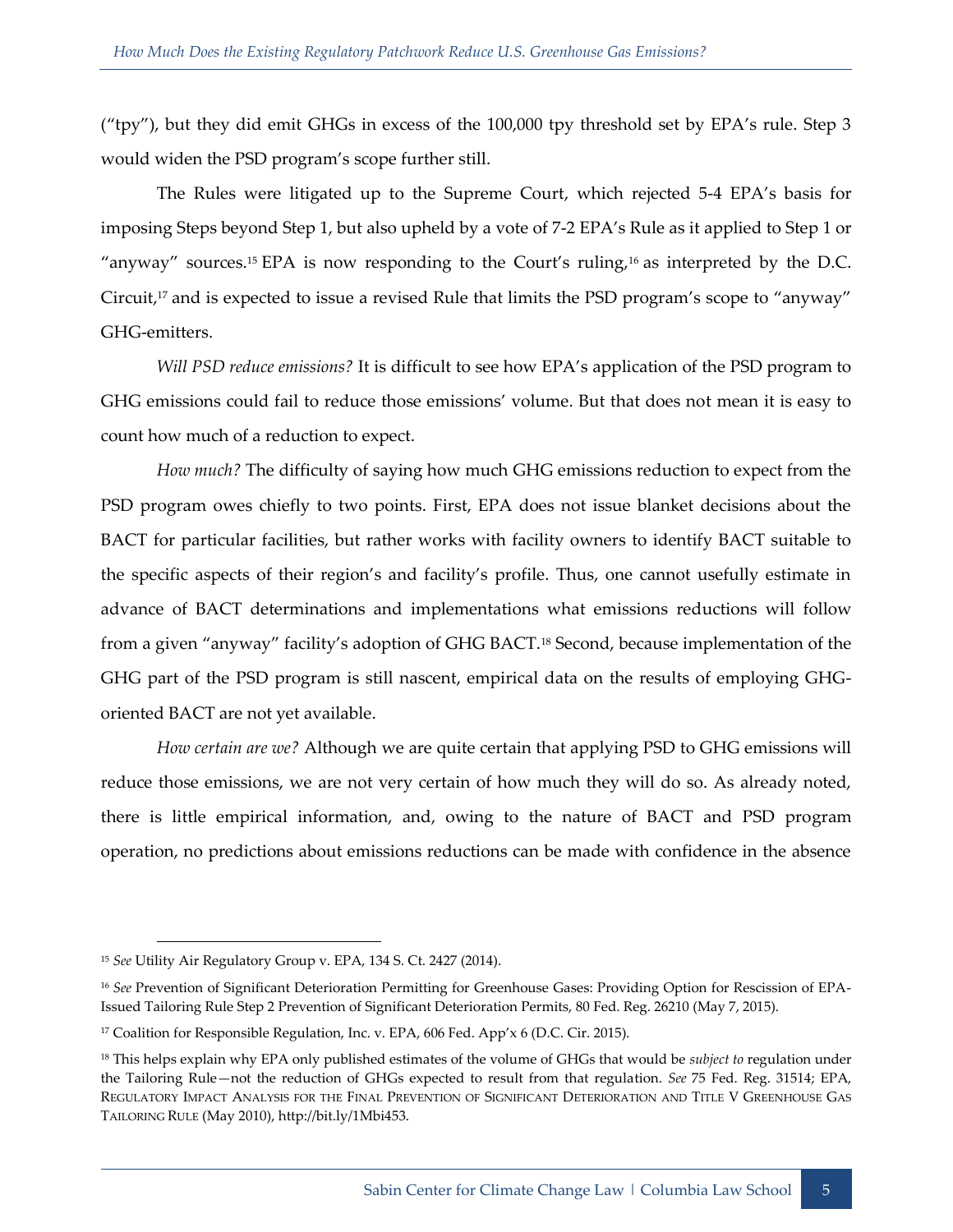("tpy"), but they did emit GHGs in excess of the 100,000 tpy threshold set by EPA's rule. Step 3 would widen the PSD program's scope further still.

The Rules were litigated up to the Supreme Court, which rejected 5-4 EPA's basis for imposing Steps beyond Step 1, but also upheld by a vote of 7-2 EPA's Rule as it applied to Step 1 or "anyway" sources.[15] EPA is now responding to the Court's ruling,[16] as interpreted by the D.C. Circuit,[17] and is expected to issue a revised Rule that limits the PSD program's scope to "anyway" GHG-emitters.

*Will PSD reduce emissions?* It is difficult to see how EPA's application of the PSD program to GHG emissions could fail to reduce those emissions' volume. But that does not mean it is easy to count how much of a reduction to expect.

*How much?* The difficulty of saying how much GHG emissions reduction to expect from the PSD program owes chiefly to two points. First, EPA does not issue blanket decisions about the BACT for particular facilities, but rather works with facility owners to identify BACT suitable to the specific aspects of their region's and facility's profile. Thus, one cannot usefully estimate in advance of BACT determinations and implementations what emissions reductions will follow from a given "anyway" facility's adoption of GHG BACT.[18] Second, because implementation of the GHG part of the PSD program is still nascent, empirical data on the results of employing GHG-oriented BACT are not yet available.

*How certain are we?* Although we are quite certain that applying PSD to GHG emissions will reduce those emissions, we are not very certain of how much they will do so. As already noted, there is little empirical information, and, owing to the nature of BACT and PSD program operation, no predictions about emissions reductions can be made with confidence in the absence

---

[15] *See* Utility Air Regulatory Group v. EPA, 134 S. Ct. 2427 (2014).

[16] *See* Prevention of Significant Deterioration Permitting for Greenhouse Gases: Providing Option for Rescission of EPA-Issued Tailoring Rule Step 2 Prevention of Significant Deterioration Permits, 80 Fed. Reg. 26210 (May 7, 2015).

[17] Coalition for Responsible Regulation, Inc. v. EPA, 606 Fed. App'x 6 (D.C. Cir. 2015).

[18] This helps explain why EPA only published estimates of the volume of GHGs that would be *subject to* regulation under the Tailoring Rule—not the reduction of GHGs expected to result from that regulation. *See* 75 Fed. Reg. 31514; EPA, REGULATORY IMPACT ANALYSIS FOR THE FINAL PREVENTION OF SIGNIFICANT DETERIORATION AND TITLE V GREENHOUSE GAS TAILORING RULE (May 2010), http://bit.ly/1Mbi453.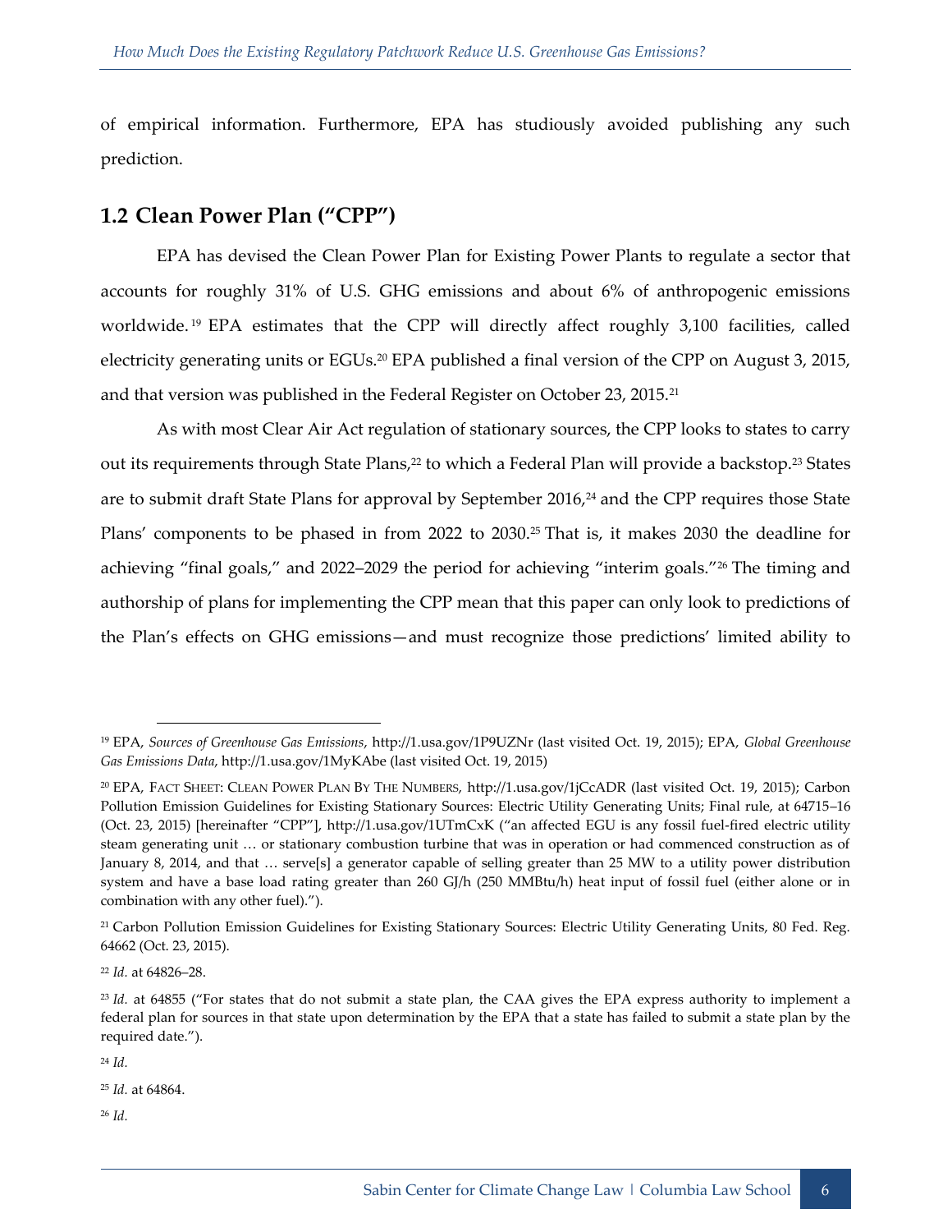of empirical information. Furthermore, EPA has studiously avoided publishing any such prediction.

## 1.2 Clean Power Plan ("CPP")

EPA has devised the Clean Power Plan for Existing Power Plants to regulate a sector that accounts for roughly 31% of U.S. GHG emissions and about 6% of anthropogenic emissions worldwide.[19] EPA estimates that the CPP will directly affect roughly 3,100 facilities, called electricity generating units or EGUs.[20] EPA published a final version of the CPP on August 3, 2015, and that version was published in the Federal Register on October 23, 2015.[21]

As with most Clear Air Act regulation of stationary sources, the CPP looks to states to carry out its requirements through State Plans,[22] to which a Federal Plan will provide a backstop.[23] States are to submit draft State Plans for approval by September 2016,[24] and the CPP requires those State Plans' components to be phased in from 2022 to 2030.[25] That is, it makes 2030 the deadline for achieving "final goals," and 2022–2029 the period for achieving "interim goals."[26] The timing and authorship of plans for implementing the CPP mean that this paper can only look to predictions of the Plan's effects on GHG emissions—and must recognize those predictions' limited ability to

---

[19] EPA, *Sources of Greenhouse Gas Emissions*, http://1.usa.gov/1P9UZNr (last visited Oct. 19, 2015); EPA, *Global Greenhouse Gas Emissions Data*, http://1.usa.gov/1MyKAbe (last visited Oct. 19, 2015)

[20] EPA, FACT SHEET: CLEAN POWER PLAN BY THE NUMBERS, http://1.usa.gov/1jCcADR (last visited Oct. 19, 2015); Carbon Pollution Emission Guidelines for Existing Stationary Sources: Electric Utility Generating Units; Final rule, at 64715–16 (Oct. 23, 2015) [hereinafter "CPP"], http://1.usa.gov/1UTmCxK ("an affected EGU is any fossil fuel-fired electric utility steam generating unit … or stationary combustion turbine that was in operation or had commenced construction as of January 8, 2014, and that … serve[s] a generator capable of selling greater than 25 MW to a utility power distribution system and have a base load rating greater than 260 GJ/h (250 MMBtu/h) heat input of fossil fuel (either alone or in combination with any other fuel).").

[21] Carbon Pollution Emission Guidelines for Existing Stationary Sources: Electric Utility Generating Units, 80 Fed. Reg. 64662 (Oct. 23, 2015).

[22] *Id.* at 64826–28.

[23] *Id.* at 64855 ("For states that do not submit a state plan, the CAA gives the EPA express authority to implement a federal plan for sources in that state upon determination by the EPA that a state has failed to submit a state plan by the required date.").

[24] *Id.*

[25] *Id.* at 64864.

[26] *Id.*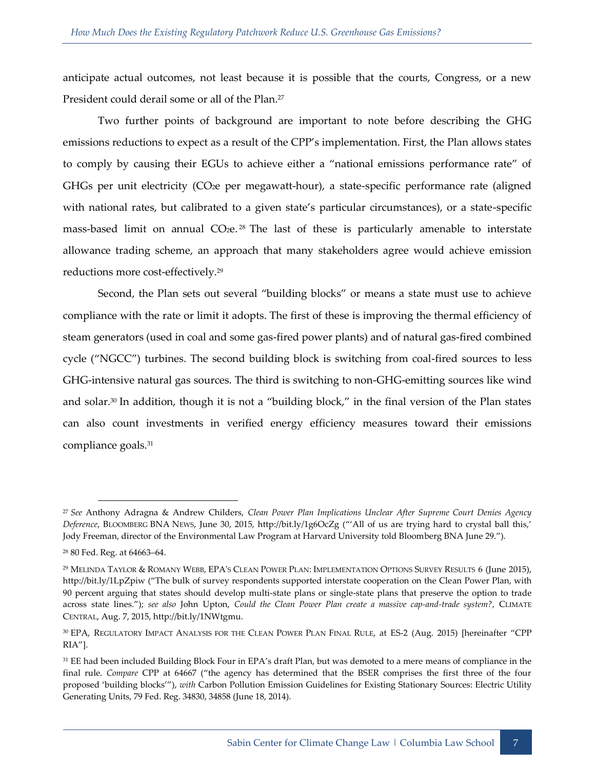anticipate actual outcomes, not least because it is possible that the courts, Congress, or a new President could derail some or all of the Plan.[27]

Two further points of background are important to note before describing the GHG emissions reductions to expect as a result of the CPP's implementation. First, the Plan allows states to comply by causing their EGUs to achieve either a "national emissions performance rate" of GHGs per unit electricity ($CO_2e$ per megawatt-hour), a state-specific performance rate (aligned with national rates, but calibrated to a given state's particular circumstances), or a state-specific mass-based limit on annual $CO_2e$.[28] The last of these is particularly amenable to interstate allowance trading scheme, an approach that many stakeholders agree would achieve emission reductions more cost-effectively.[29]

Second, the Plan sets out several "building blocks" or means a state must use to achieve compliance with the rate or limit it adopts. The first of these is improving the thermal efficiency of steam generators (used in coal and some gas-fired power plants) and of natural gas-fired combined cycle ("NGCC") turbines. The second building block is switching from coal-fired sources to less GHG-intensive natural gas sources. The third is switching to non-GHG-emitting sources like wind and solar.[30] In addition, though it is not a "building block," in the final version of the Plan states can also count investments in verified energy efficiency measures toward their emissions compliance goals.[31]

---

[27] *See* Anthony Adragna & Andrew Childers, *Clean Power Plan Implications Unclear After Supreme Court Denies Agency Deference*, BLOOMBERG BNA NEWS, June 30, 2015, http://bit.ly/1g6OcZg ("'All of us are trying hard to crystal ball this,' Jody Freeman, director of the Environmental Law Program at Harvard University told Bloomberg BNA June 29.").

[28] 80 Fed. Reg. at 64663–64.

[29] MELINDA TAYLOR & ROMANY WEBB, EPA'S CLEAN POWER PLAN: IMPLEMENTATION OPTIONS SURVEY RESULTS 6 (June 2015), http://bit.ly/1LpZpiw ("The bulk of survey respondents supported interstate cooperation on the Clean Power Plan, with 90 percent arguing that states should develop multi-state plans or single-state plans that preserve the option to trade across state lines."); *see also* John Upton, *Could the Clean Power Plan create a massive cap-and-trade system?*, CLIMATE CENTRAL, Aug. 7, 2015, http://bit.ly/1NWtgmu.

[30] EPA, REGULATORY IMPACT ANALYSIS FOR THE CLEAN POWER PLAN FINAL RULE, at ES-2 (Aug. 2015) [hereinafter "CPP RIA"].

[31] EE had been included Building Block Four in EPA's draft Plan, but was demoted to a mere means of compliance in the final rule. *Compare* CPP at 64667 ("the agency has determined that the BSER comprises the first three of the four proposed 'building blocks'"), *with* Carbon Pollution Emission Guidelines for Existing Stationary Sources: Electric Utility Generating Units, 79 Fed. Reg. 34830, 34858 (June 18, 2014).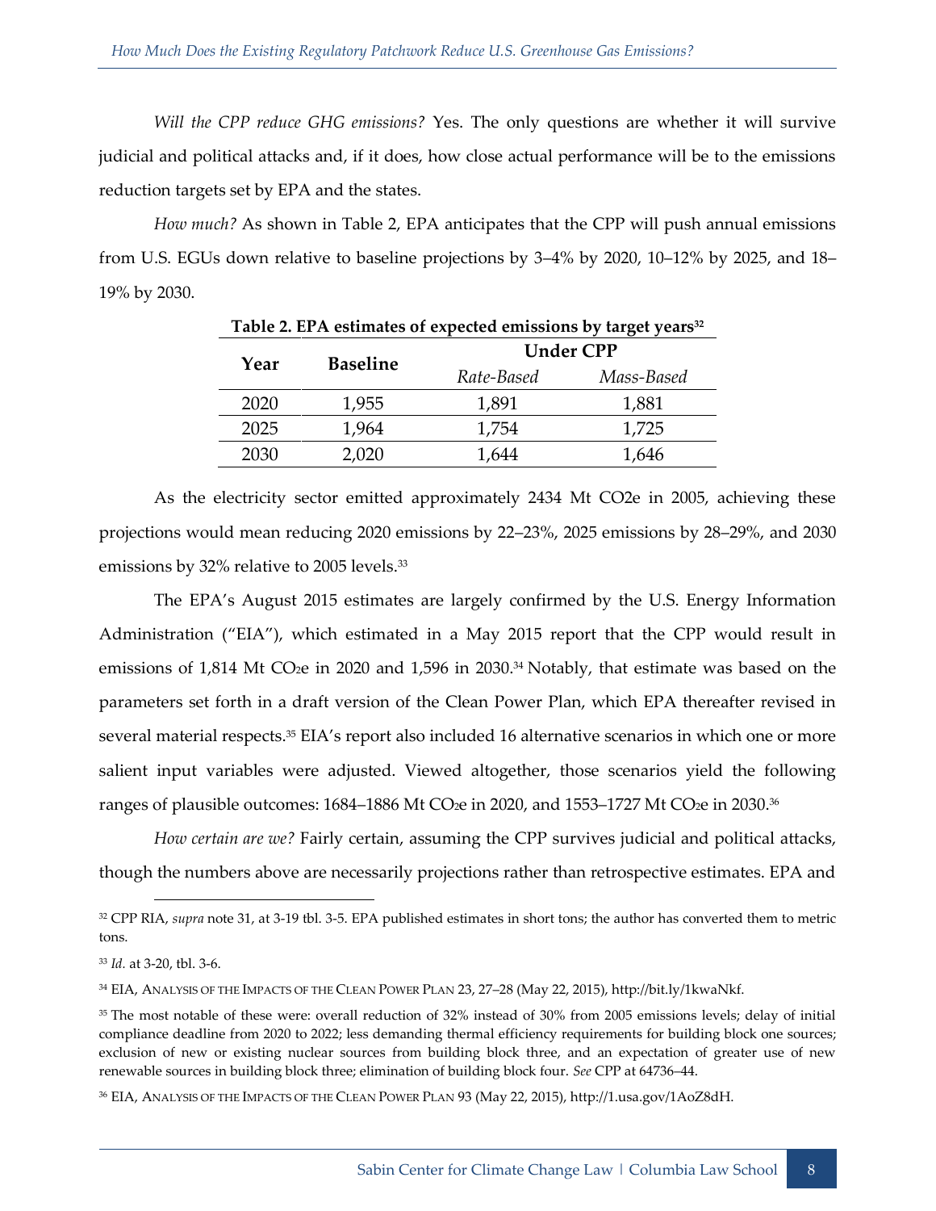*Will the CPP reduce GHG emissions?* Yes. The only questions are whether it will survive judicial and political attacks and, if it does, how close actual performance will be to the emissions reduction targets set by EPA and the states.

*How much?* As shown in Table 2, EPA anticipates that the CPP will push annual emissions from U.S. EGUs down relative to baseline projections by 3–4% by 2020, 10–12% by 2025, and 18–19% by 2030.

**Table 2. EPA estimates of expected emissions by target years**[32]

| Year | Baseline | Under CPP | |
|---|---|---|---|
| | | *Rate-Based* | *Mass-Based* |
| 2020 | 1,955 | 1,891 | 1,881 |
| 2025 | 1,964 | 1,754 | 1,725 |
| 2030 | 2,020 | 1,644 | 1,646 |

As the electricity sector emitted approximately 2434 Mt CO2e in 2005, achieving these projections would mean reducing 2020 emissions by 22–23%, 2025 emissions by 28–29%, and 2030 emissions by 32% relative to 2005 levels.[33]

The EPA's August 2015 estimates are largely confirmed by the U.S. Energy Information Administration ("EIA"), which estimated in a May 2015 report that the CPP would result in emissions of 1,814 Mt $CO_2e$ in 2020 and 1,596 in 2030.[34] Notably, that estimate was based on the parameters set forth in a draft version of the Clean Power Plan, which EPA thereafter revised in several material respects.[35] EIA's report also included 16 alternative scenarios in which one or more salient input variables were adjusted. Viewed altogether, those scenarios yield the following ranges of plausible outcomes: 1684–1886 Mt $CO_2e$ in 2020, and 1553–1727 Mt $CO_2e$ in 2030.[36]

*How certain are we?* Fairly certain, assuming the CPP survives judicial and political attacks, though the numbers above are necessarily projections rather than retrospective estimates. EPA and

---

[32] CPP RIA, *supra* note 31, at 3-19 tbl. 3-5. EPA published estimates in short tons; the author has converted them to metric tons.

[33] *Id.* at 3-20, tbl. 3-6.

[34] EIA, ANALYSIS OF THE IMPACTS OF THE CLEAN POWER PLAN 23, 27–28 (May 22, 2015), http://bit.ly/1kwaNkf.

[35] The most notable of these were: overall reduction of 32% instead of 30% from 2005 emissions levels; delay of initial compliance deadline from 2020 to 2022; less demanding thermal efficiency requirements for building block one sources; exclusion of new or existing nuclear sources from building block three, and an expectation of greater use of new renewable sources in building block three; elimination of building block four. *See* CPP at 64736–44.

[36] EIA, ANALYSIS OF THE IMPACTS OF THE CLEAN POWER PLAN 93 (May 22, 2015), http://1.usa.gov/1AoZ8dH.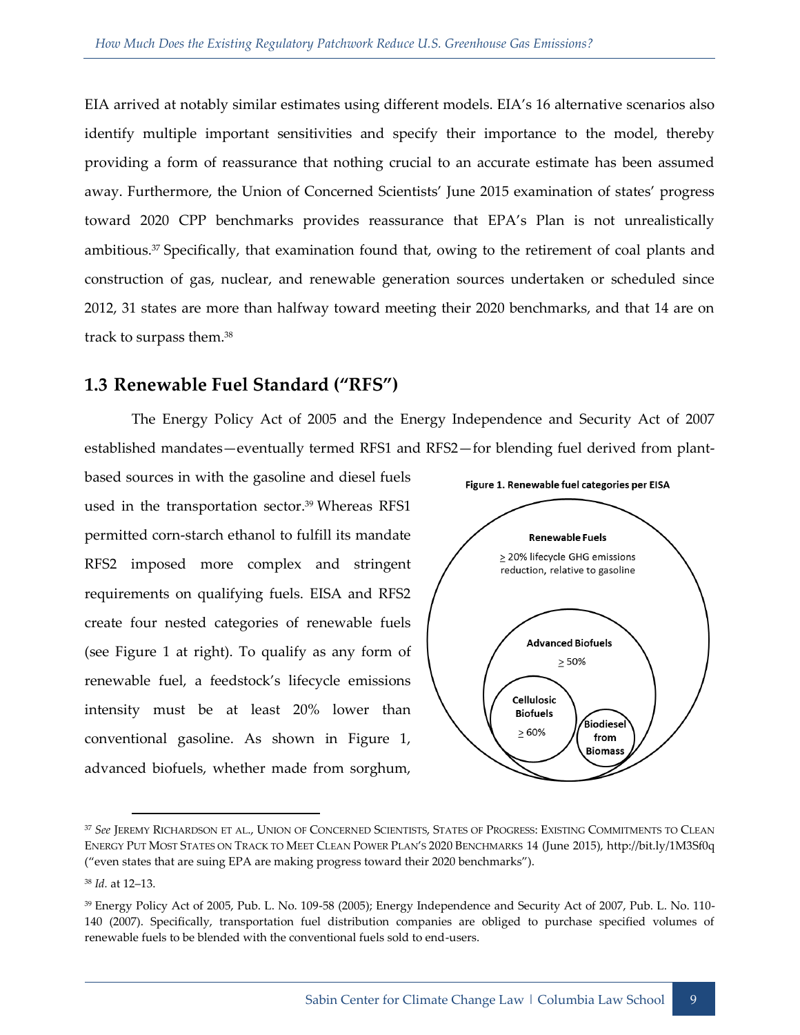EIA arrived at notably similar estimates using different models. EIA's 16 alternative scenarios also identify multiple important sensitivities and specify their importance to the model, thereby providing a form of reassurance that nothing crucial to an accurate estimate has been assumed away. Furthermore, the Union of Concerned Scientists' June 2015 examination of states' progress toward 2020 CPP benchmarks provides reassurance that EPA's Plan is not unrealistically ambitious.[37] Specifically, that examination found that, owing to the retirement of coal plants and construction of gas, nuclear, and renewable generation sources undertaken or scheduled since 2012, 31 states are more than halfway toward meeting their 2020 benchmarks, and that 14 are on track to surpass them.[38]

## 1.3 Renewable Fuel Standard ("RFS")

The Energy Policy Act of 2005 and the Energy Independence and Security Act of 2007 established mandates—eventually termed RFS1 and RFS2—for blending fuel derived from plant-based sources in with the gasoline and diesel fuels used in the transportation sector.[39] Whereas RFS1 permitted corn-starch ethanol to fulfill its mandate RFS2 imposed more complex and stringent requirements on qualifying fuels. EISA and RFS2 create four nested categories of renewable fuels (see Figure 1 at right). To qualify as any form of renewable fuel, a feedstock's lifecycle emissions intensity must be at least 20% lower than conventional gasoline. As shown in Figure 1, advanced biofuels, whether made from sorghum,

**Figure 1. Renewable fuel categories per EISA**

- **Renewable Fuels**: ≥ 20% lifecycle GHG emissions reduction, relative to gasoline
  - **Advanced Biofuels**: ≥ 50%
    - **Cellulosic Biofuels**: ≥ 60%
    - **Biodiesel from Biomass**

---

[37] *See* JEREMY RICHARDSON ET AL., UNION OF CONCERNED SCIENTISTS, STATES OF PROGRESS: EXISTING COMMITMENTS TO CLEAN ENERGY PUT MOST STATES ON TRACK TO MEET CLEAN POWER PLAN'S 2020 BENCHMARKS 14 (June 2015), http://bit.ly/1M3Sf0q ("even states that are suing EPA are making progress toward their 2020 benchmarks").

[38] *Id.* at 12–13.

[39] Energy Policy Act of 2005, Pub. L. No. 109-58 (2005); Energy Independence and Security Act of 2007, Pub. L. No. 110-140 (2007). Specifically, transportation fuel distribution companies are obliged to purchase specified volumes of renewable fuels to be blended with the conventional fuels sold to end-users.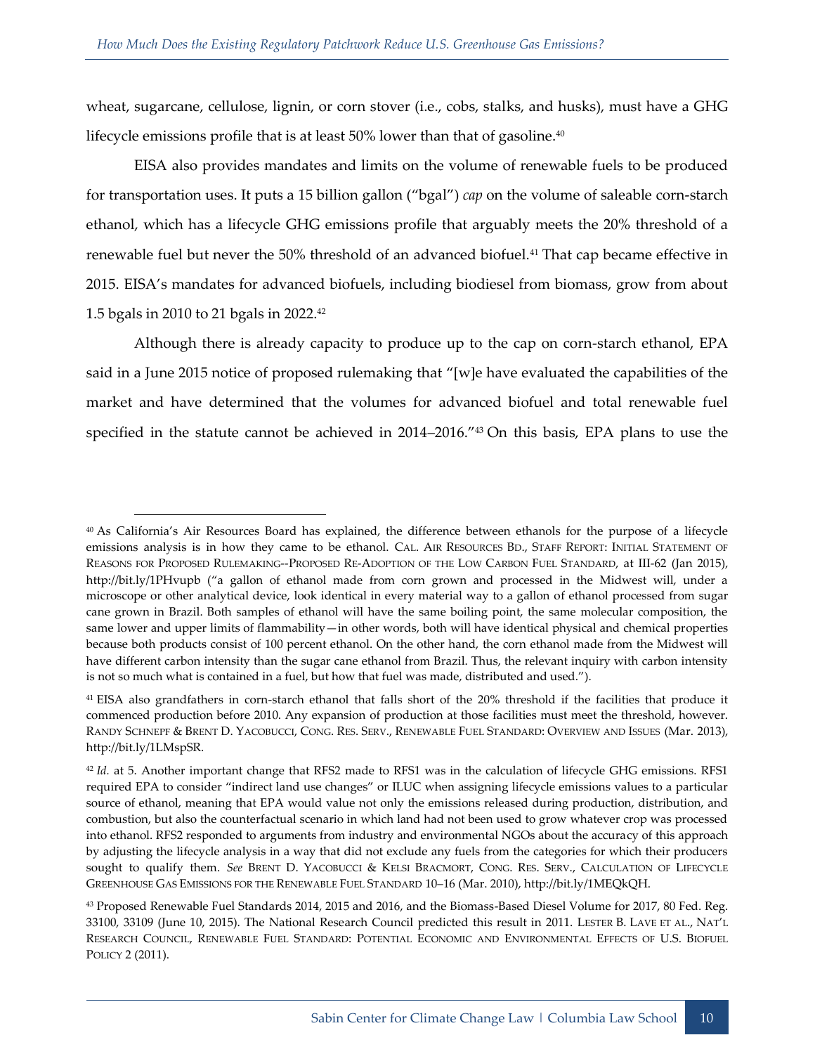wheat, sugarcane, cellulose, lignin, or corn stover (i.e., cobs, stalks, and husks), must have a GHG lifecycle emissions profile that is at least 50% lower than that of gasoline.[40]

EISA also provides mandates and limits on the volume of renewable fuels to be produced for transportation uses. It puts a 15 billion gallon ("bgal") *cap* on the volume of saleable corn-starch ethanol, which has a lifecycle GHG emissions profile that arguably meets the 20% threshold of a renewable fuel but never the 50% threshold of an advanced biofuel.[41] That cap became effective in 2015. EISA's mandates for advanced biofuels, including biodiesel from biomass, grow from about 1.5 bgals in 2010 to 21 bgals in 2022.[42]

Although there is already capacity to produce up to the cap on corn-starch ethanol, EPA said in a June 2015 notice of proposed rulemaking that "[w]e have evaluated the capabilities of the market and have determined that the volumes for advanced biofuel and total renewable fuel specified in the statute cannot be achieved in 2014–2016."[43] On this basis, EPA plans to use the

---

[40] As California's Air Resources Board has explained, the difference between ethanols for the purpose of a lifecycle emissions analysis is in how they came to be ethanol. CAL. AIR RESOURCES BD., STAFF REPORT: INITIAL STATEMENT OF REASONS FOR PROPOSED RULEMAKING--PROPOSED RE-ADOPTION OF THE LOW CARBON FUEL STANDARD, at III-62 (Jan 2015), http://bit.ly/1PHvupb ("a gallon of ethanol made from corn grown and processed in the Midwest will, under a microscope or other analytical device, look identical in every material way to a gallon of ethanol processed from sugar cane grown in Brazil. Both samples of ethanol will have the same boiling point, the same molecular composition, the same lower and upper limits of flammability—in other words, both will have identical physical and chemical properties because both products consist of 100 percent ethanol. On the other hand, the corn ethanol made from the Midwest will have different carbon intensity than the sugar cane ethanol from Brazil. Thus, the relevant inquiry with carbon intensity is not so much what is contained in a fuel, but how that fuel was made, distributed and used.").

[41] EISA also grandfathers in corn-starch ethanol that falls short of the 20% threshold if the facilities that produce it commenced production before 2010. Any expansion of production at those facilities must meet the threshold, however. RANDY SCHNEPF & BRENT D. YACOBUCCI, CONG. RES. SERV., RENEWABLE FUEL STANDARD: OVERVIEW AND ISSUES (Mar. 2013), http://bit.ly/1LMspSR.

[42] *Id.* at 5. Another important change that RFS2 made to RFS1 was in the calculation of lifecycle GHG emissions. RFS1 required EPA to consider "indirect land use changes" or ILUC when assigning lifecycle emissions values to a particular source of ethanol, meaning that EPA would value not only the emissions released during production, distribution, and combustion, but also the counterfactual scenario in which land had not been used to grow whatever crop was processed into ethanol. RFS2 responded to arguments from industry and environmental NGOs about the accuracy of this approach by adjusting the lifecycle analysis in a way that did not exclude any fuels from the categories for which their producers sought to qualify them. *See* BRENT D. YACOBUCCI & KELSI BRACMORT, CONG. RES. SERV., CALCULATION OF LIFECYCLE GREENHOUSE GAS EMISSIONS FOR THE RENEWABLE FUEL STANDARD 10–16 (Mar. 2010), http://bit.ly/1MEQkQH.

[43] Proposed Renewable Fuel Standards 2014, 2015 and 2016, and the Biomass-Based Diesel Volume for 2017, 80 Fed. Reg. 33100, 33109 (June 10, 2015). The National Research Council predicted this result in 2011. LESTER B. LAVE ET AL., NAT'L RESEARCH COUNCIL, RENEWABLE FUEL STANDARD: POTENTIAL ECONOMIC AND ENVIRONMENTAL EFFECTS OF U.S. BIOFUEL POLICY 2 (2011).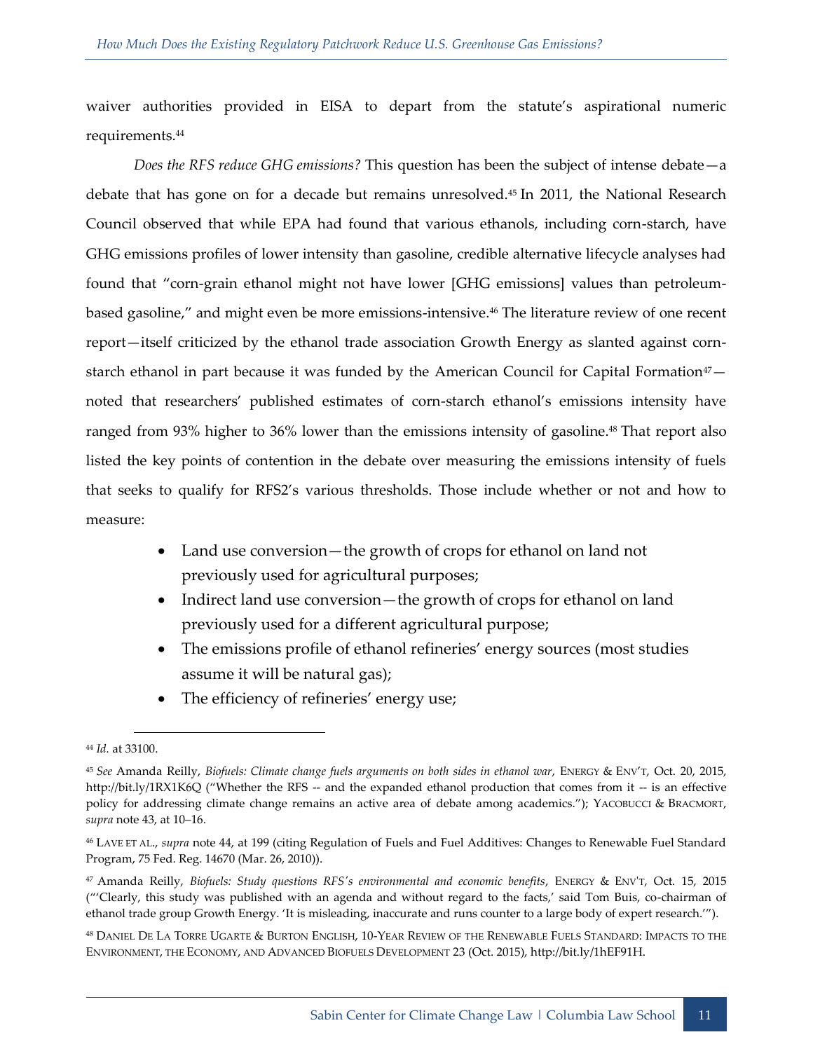waiver authorities provided in EISA to depart from the statute's aspirational numeric requirements.[44]

*Does the RFS reduce GHG emissions?* This question has been the subject of intense debate—a debate that has gone on for a decade but remains unresolved.[45] In 2011, the National Research Council observed that while EPA had found that various ethanols, including corn-starch, have GHG emissions profiles of lower intensity than gasoline, credible alternative lifecycle analyses had found that "corn-grain ethanol might not have lower [GHG emissions] values than petroleum-based gasoline," and might even be more emissions-intensive.[46] The literature review of one recent report—itself criticized by the ethanol trade association Growth Energy as slanted against corn-starch ethanol in part because it was funded by the American Council for Capital Formation[47]—noted that researchers' published estimates of corn-starch ethanol's emissions intensity have ranged from 93% higher to 36% lower than the emissions intensity of gasoline.[48] That report also listed the key points of contention in the debate over measuring the emissions intensity of fuels that seeks to qualify for RFS2's various thresholds. Those include whether or not and how to measure:

- Land use conversion—the growth of crops for ethanol on land not previously used for agricultural purposes;
- Indirect land use conversion—the growth of crops for ethanol on land previously used for a different agricultural purpose;
- The emissions profile of ethanol refineries' energy sources (most studies assume it will be natural gas);
- The efficiency of refineries' energy use;

---

[44] *Id.* at 33100.

[45] *See* Amanda Reilly, *Biofuels: Climate change fuels arguments on both sides in ethanol war*, ENERGY & ENV'T, Oct. 20, 2015, http://bit.ly/1RX1K6Q ("Whether the RFS -- and the expanded ethanol production that comes from it -- is an effective policy for addressing climate change remains an active area of debate among academics."); YACOBUCCI & BRACMORT, *supra* note 43, at 10–16.

[46] LAVE ET AL., *supra* note 44, at 199 (citing Regulation of Fuels and Fuel Additives: Changes to Renewable Fuel Standard Program, 75 Fed. Reg. 14670 (Mar. 26, 2010)).

[47] Amanda Reilly, *Biofuels: Study questions RFS's environmental and economic benefits*, ENERGY & ENV'T, Oct. 15, 2015 ("'Clearly, this study was published with an agenda and without regard to the facts,' said Tom Buis, co-chairman of ethanol trade group Growth Energy. 'It is misleading, inaccurate and runs counter to a large body of expert research.'").

[48] DANIEL DE LA TORRE UGARTE & BURTON ENGLISH, 10-YEAR REVIEW OF THE RENEWABLE FUELS STANDARD: IMPACTS TO THE ENVIRONMENT, THE ECONOMY, AND ADVANCED BIOFUELS DEVELOPMENT 23 (Oct. 2015), http://bit.ly/1hEF91H.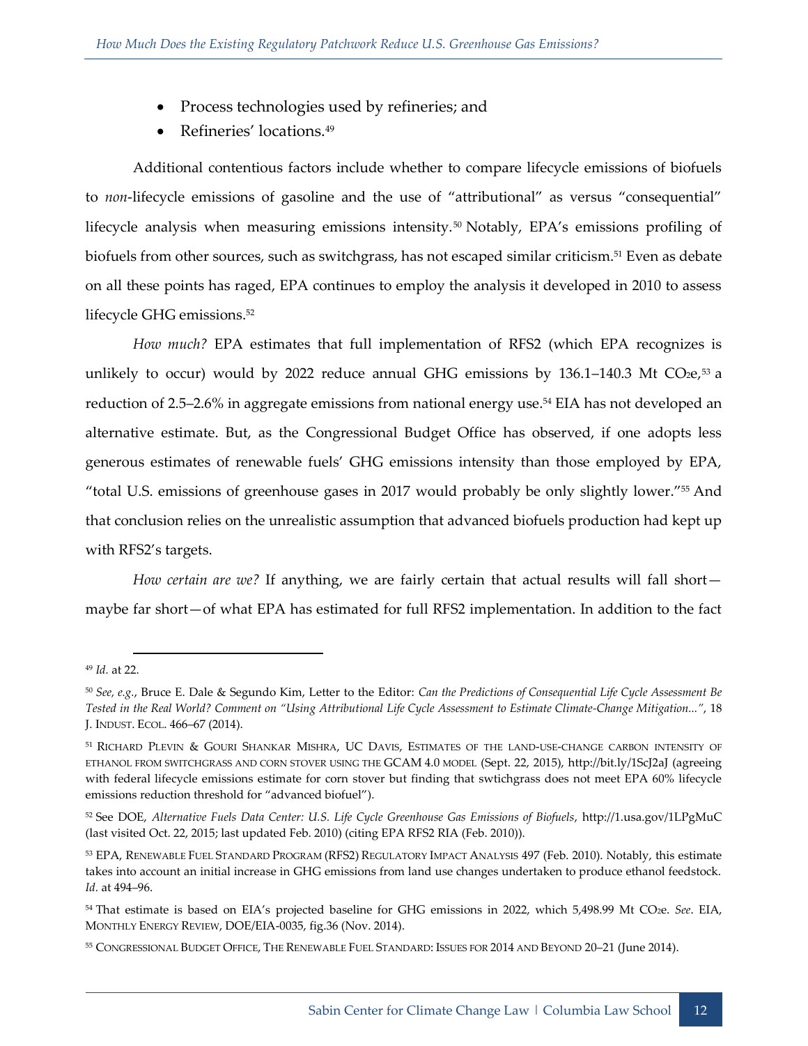- Process technologies used by refineries; and
- Refineries' locations.[49]

Additional contentious factors include whether to compare lifecycle emissions of biofuels to *non*-lifecycle emissions of gasoline and the use of "attributional" as versus "consequential" lifecycle analysis when measuring emissions intensity.[50] Notably, EPA's emissions profiling of biofuels from other sources, such as switchgrass, has not escaped similar criticism.[51] Even as debate on all these points has raged, EPA continues to employ the analysis it developed in 2010 to assess lifecycle GHG emissions.[52]

*How much?* EPA estimates that full implementation of RFS2 (which EPA recognizes is unlikely to occur) would by 2022 reduce annual GHG emissions by 136.1–140.3 Mt $CO_2e$,[53] a reduction of 2.5–2.6% in aggregate emissions from national energy use.[54] EIA has not developed an alternative estimate. But, as the Congressional Budget Office has observed, if one adopts less generous estimates of renewable fuels' GHG emissions intensity than those employed by EPA, "total U.S. emissions of greenhouse gases in 2017 would probably be only slightly lower."[55] And that conclusion relies on the unrealistic assumption that advanced biofuels production had kept up with RFS2's targets.

*How certain are we?* If anything, we are fairly certain that actual results will fall short—maybe far short—of what EPA has estimated for full RFS2 implementation. In addition to the fact

---

[49] *Id.* at 22.

[50] *See, e.g.*, Bruce E. Dale & Segundo Kim, Letter to the Editor: *Can the Predictions of Consequential Life Cycle Assessment Be Tested in the Real World? Comment on "Using Attributional Life Cycle Assessment to Estimate Climate-Change Mitigation..."*, 18 J. INDUST. ECOL. 466–67 (2014).

[51] RICHARD PLEVIN & GOURI SHANKAR MISHRA, UC DAVIS, ESTIMATES OF THE LAND-USE-CHANGE CARBON INTENSITY OF ETHANOL FROM SWITCHGRASS AND CORN STOVER USING THE GCAM 4.0 MODEL (Sept. 22, 2015), http://bit.ly/1ScJ2aJ (agreeing with federal lifecycle emissions estimate for corn stover but finding that swtichgrass does not meet EPA 60% lifecycle emissions reduction threshold for "advanced biofuel").

[52] See DOE, *Alternative Fuels Data Center: U.S. Life Cycle Greenhouse Gas Emissions of Biofuels*, http://1.usa.gov/1LPgMuC (last visited Oct. 22, 2015; last updated Feb. 2010) (citing EPA RFS2 RIA (Feb. 2010)).

[53] EPA, RENEWABLE FUEL STANDARD PROGRAM (RFS2) REGULATORY IMPACT ANALYSIS 497 (Feb. 2010). Notably, this estimate takes into account an initial increase in GHG emissions from land use changes undertaken to produce ethanol feedstock. *Id.* at 494–96.

[54] That estimate is based on EIA's projected baseline for GHG emissions in 2022, which 5,498.99 Mt $CO_2e$. *See*. EIA, MONTHLY ENERGY REVIEW, DOE/EIA-0035, fig.36 (Nov. 2014).

[55] CONGRESSIONAL BUDGET OFFICE, THE RENEWABLE FUEL STANDARD: ISSUES FOR 2014 AND BEYOND 20–21 (June 2014).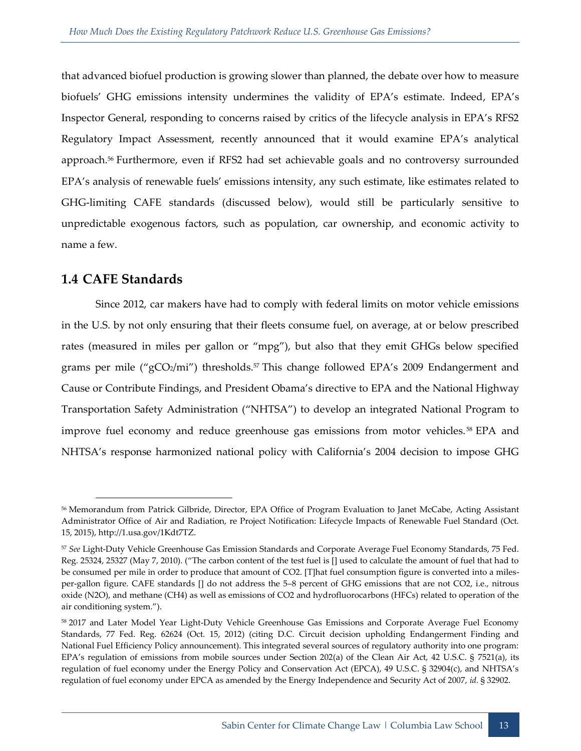that advanced biofuel production is growing slower than planned, the debate over how to measure biofuels' GHG emissions intensity undermines the validity of EPA's estimate. Indeed, EPA's Inspector General, responding to concerns raised by critics of the lifecycle analysis in EPA's RFS2 Regulatory Impact Assessment, recently announced that it would examine EPA's analytical approach.[56] Furthermore, even if RFS2 had set achievable goals and no controversy surrounded EPA's analysis of renewable fuels' emissions intensity, any such estimate, like estimates related to GHG-limiting CAFE standards (discussed below), would still be particularly sensitive to unpredictable exogenous factors, such as population, car ownership, and economic activity to name a few.

## 1.4 CAFE Standards

Since 2012, car makers have had to comply with federal limits on motor vehicle emissions in the U.S. by not only ensuring that their fleets consume fuel, on average, at or below prescribed rates (measured in miles per gallon or "mpg"), but also that they emit GHGs below specified grams per mile ("$gCO_2$/mi") thresholds.[57] This change followed EPA's 2009 Endangerment and Cause or Contribute Findings, and President Obama's directive to EPA and the National Highway Transportation Safety Administration ("NHTSA") to develop an integrated National Program to improve fuel economy and reduce greenhouse gas emissions from motor vehicles.[58] EPA and NHTSA's response harmonized national policy with California's 2004 decision to impose GHG

---

[56] Memorandum from Patrick Gilbride, Director, EPA Office of Program Evaluation to Janet McCabe, Acting Assistant Administrator Office of Air and Radiation, re Project Notification: Lifecycle Impacts of Renewable Fuel Standard (Oct. 15, 2015), http://1.usa.gov/1Kdt7TZ.

[57] *See* Light-Duty Vehicle Greenhouse Gas Emission Standards and Corporate Average Fuel Economy Standards, 75 Fed. Reg. 25324, 25327 (May 7, 2010). ("The carbon content of the test fuel is [] used to calculate the amount of fuel that had to be consumed per mile in order to produce that amount of CO2. [T]hat fuel consumption figure is converted into a miles-per-gallon figure. CAFE standards [] do not address the 5–8 percent of GHG emissions that are not CO2, i.e., nitrous oxide (N2O), and methane (CH4) as well as emissions of CO2 and hydrofluorocarbons (HFCs) related to operation of the air conditioning system.").

[58] 2017 and Later Model Year Light-Duty Vehicle Greenhouse Gas Emissions and Corporate Average Fuel Economy Standards, 77 Fed. Reg. 62624 (Oct. 15, 2012) (citing D.C. Circuit decision upholding Endangerment Finding and National Fuel Efficiency Policy announcement). This integrated several sources of regulatory authority into one program: EPA's regulation of emissions from mobile sources under Section 202(a) of the Clean Air Act, 42 U.S.C. § 7521(a), its regulation of fuel economy under the Energy Policy and Conservation Act (EPCA), 49 U.S.C. § 32904(c), and NHTSA's regulation of fuel economy under EPCA as amended by the Energy Independence and Security Act of 2007, *id*. § 32902.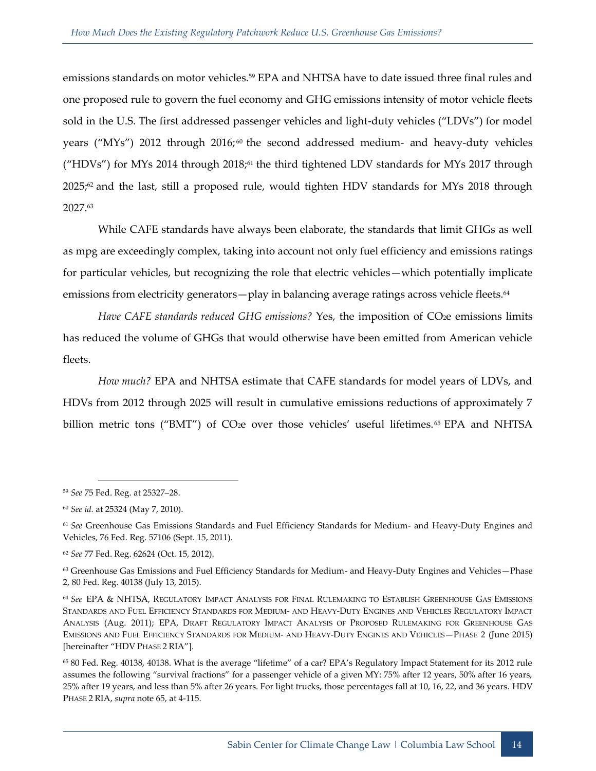emissions standards on motor vehicles.[59] EPA and NHTSA have to date issued three final rules and one proposed rule to govern the fuel economy and GHG emissions intensity of motor vehicle fleets sold in the U.S. The first addressed passenger vehicles and light-duty vehicles ("LDVs") for model years ("MYs") 2012 through 2016;[60] the second addressed medium- and heavy-duty vehicles ("HDVs") for MYs 2014 through 2018;[61] the third tightened LDV standards for MYs 2017 through 2025;[62] and the last, still a proposed rule, would tighten HDV standards for MYs 2018 through 2027.[63]

While CAFE standards have always been elaborate, the standards that limit GHGs as well as mpg are exceedingly complex, taking into account not only fuel efficiency and emissions ratings for particular vehicles, but recognizing the role that electric vehicles—which potentially implicate emissions from electricity generators—play in balancing average ratings across vehicle fleets.[64]

*Have CAFE standards reduced GHG emissions?* Yes, the imposition of $CO_2e$ emissions limits has reduced the volume of GHGs that would otherwise have been emitted from American vehicle fleets.

*How much?* EPA and NHTSA estimate that CAFE standards for model years of LDVs, and HDVs from 2012 through 2025 will result in cumulative emissions reductions of approximately 7 billion metric tons ("BMT") of $CO_2e$ over those vehicles' useful lifetimes.[65] EPA and NHTSA

---

[59] *See* 75 Fed. Reg. at 25327–28.

[60] *See id.* at 25324 (May 7, 2010).

[61] *See* Greenhouse Gas Emissions Standards and Fuel Efficiency Standards for Medium- and Heavy-Duty Engines and Vehicles, 76 Fed. Reg. 57106 (Sept. 15, 2011).

[62] *See* 77 Fed. Reg. 62624 (Oct. 15, 2012).

[63] Greenhouse Gas Emissions and Fuel Efficiency Standards for Medium- and Heavy-Duty Engines and Vehicles—Phase 2, 80 Fed. Reg. 40138 (July 13, 2015).

[64] *See* EPA & NHTSA, Regulatory Impact Analysis for Final Rulemaking to Establish Greenhouse Gas Emissions Standards and Fuel Efficiency Standards for Medium- and Heavy-Duty Engines and Vehicles Regulatory Impact Analysis (Aug. 2011); EPA, Draft Regulatory Impact Analysis of Proposed Rulemaking for Greenhouse Gas Emissions and Fuel Efficiency Standards for Medium- and Heavy-Duty Engines and Vehicles—Phase 2 (June 2015) [hereinafter "HDV Phase 2 RIA"].

[65] 80 Fed. Reg. 40138, 40138. What is the average "lifetime" of a car? EPA's Regulatory Impact Statement for its 2012 rule assumes the following "survival fractions" for a passenger vehicle of a given MY: 75% after 12 years, 50% after 16 years, 25% after 19 years, and less than 5% after 26 years. For light trucks, those percentages fall at 10, 16, 22, and 36 years. HDV Phase 2 RIA, *supra* note 65, at 4-115.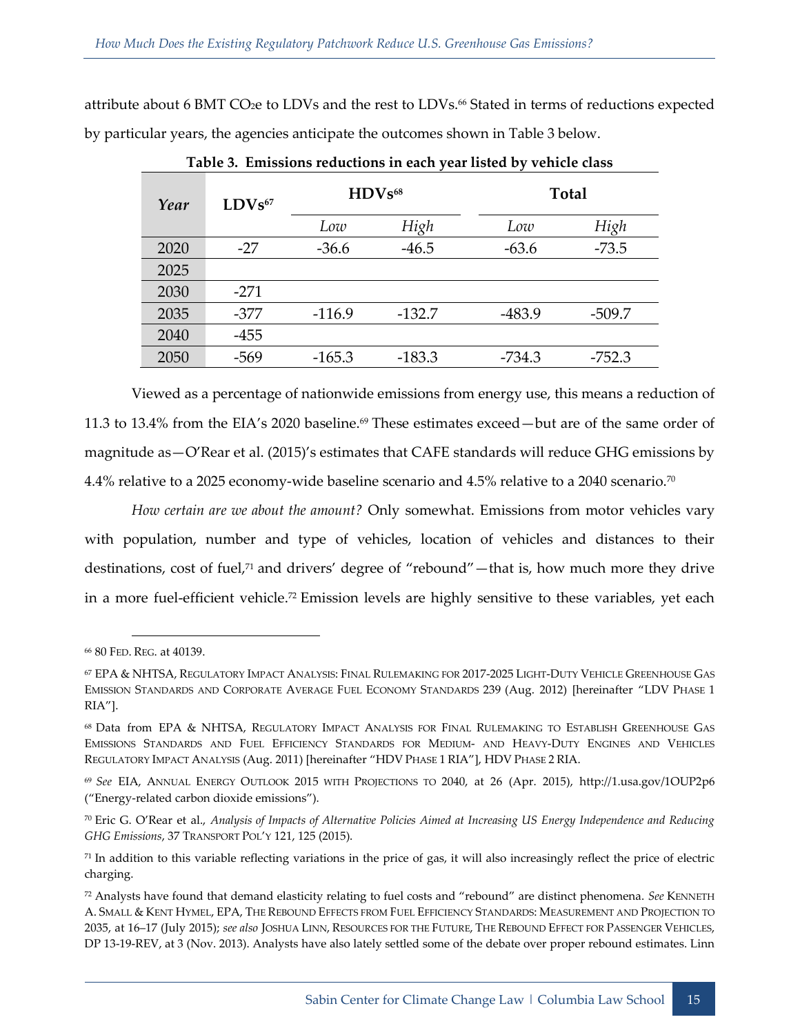attribute about 6 BMT $CO_2e$ to LDVs and the rest to LDVs.[66] Stated in terms of reductions expected by particular years, the agencies anticipate the outcomes shown in Table 3 below.

**Table 3. Emissions reductions in each year listed by vehicle class**

| *Year* | LDVs[67] | HDVs[68] | | Total | |
|---|---|---|---|---|---|
| | | *Low* | *High* | *Low* | *High* |
| 2020 | -27 | -36.6 | -46.5 | -63.6 | -73.5 |
| 2025 | | | | | |
| 2030 | -271 | | | | |
| 2035 | -377 | -116.9 | -132.7 | -483.9 | -509.7 |
| 2040 | -455 | | | | |
| 2050 | -569 | -165.3 | -183.3 | -734.3 | -752.3 |

Viewed as a percentage of nationwide emissions from energy use, this means a reduction of 11.3 to 13.4% from the EIA's 2020 baseline.[69] These estimates exceed—but are of the same order of magnitude as—O'Rear et al. (2015)'s estimates that CAFE standards will reduce GHG emissions by 4.4% relative to a 2025 economy-wide baseline scenario and 4.5% relative to a 2040 scenario.[70]

*How certain are we about the amount?* Only somewhat. Emissions from motor vehicles vary with population, number and type of vehicles, location of vehicles and distances to their destinations, cost of fuel,[71] and drivers' degree of "rebound"—that is, how much more they drive in a more fuel-efficient vehicle.[72] Emission levels are highly sensitive to these variables, yet each

---

[66] 80 Fed. Reg. at 40139.

[67] EPA & NHTSA, Regulatory Impact Analysis: Final Rulemaking for 2017-2025 Light-Duty Vehicle Greenhouse Gas Emission Standards and Corporate Average Fuel Economy Standards 239 (Aug. 2012) [hereinafter "LDV Phase 1 RIA"].

[68] Data from EPA & NHTSA, Regulatory Impact Analysis for Final Rulemaking to Establish Greenhouse Gas Emissions Standards and Fuel Efficiency Standards for Medium- and Heavy-Duty Engines and Vehicles Regulatory Impact Analysis (Aug. 2011) [hereinafter "HDV Phase 1 RIA"], HDV Phase 2 RIA.

[69] *See* EIA, Annual Energy Outlook 2015 with Projections to 2040, at 26 (Apr. 2015), http://1.usa.gov/1OUP2p6 ("Energy-related carbon dioxide emissions").

[70] Eric G. O'Rear et al., *Analysis of Impacts of Alternative Policies Aimed at Increasing US Energy Independence and Reducing GHG Emissions*, 37 Transport Pol'y 121, 125 (2015).

[71] In addition to this variable reflecting variations in the price of gas, it will also increasingly reflect the price of electric charging.

[72] Analysts have found that demand elasticity relating to fuel costs and "rebound" are distinct phenomena. *See* Kenneth A. Small & Kent Hymel, EPA, The Rebound Effects from Fuel Efficiency Standards: Measurement and Projection to 2035, at 16–17 (July 2015); *see also* Joshua Linn, Resources for the Future, The Rebound Effect for Passenger Vehicles, DP 13-19-REV, at 3 (Nov. 2013). Analysts have also lately settled some of the debate over proper rebound estimates. Linn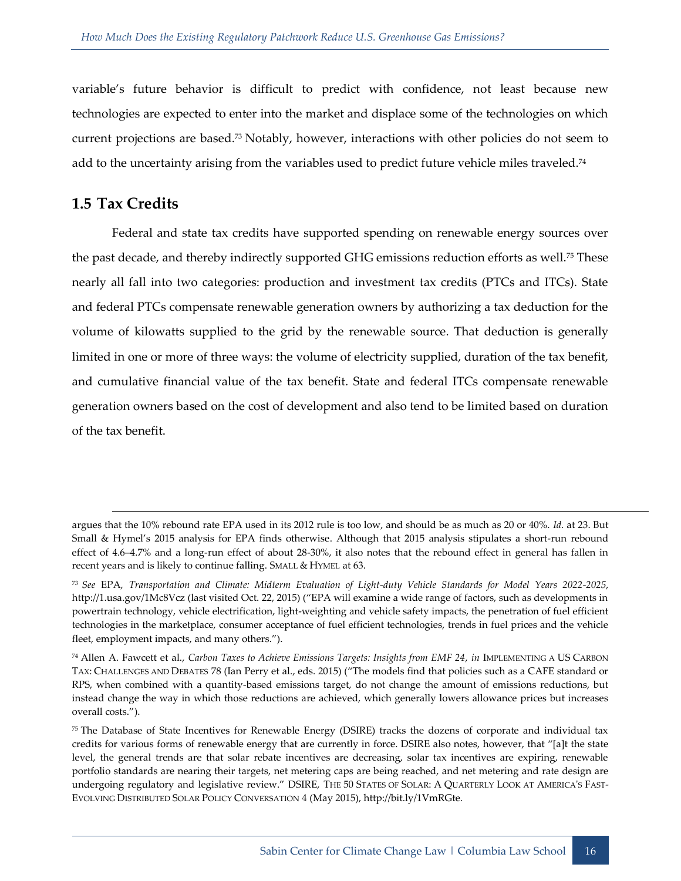variable's future behavior is difficult to predict with confidence, not least because new technologies are expected to enter into the market and displace some of the technologies on which current projections are based.[73] Notably, however, interactions with other policies do not seem to add to the uncertainty arising from the variables used to predict future vehicle miles traveled.[74]

## 1.5 Tax Credits

Federal and state tax credits have supported spending on renewable energy sources over the past decade, and thereby indirectly supported GHG emissions reduction efforts as well.[75] These nearly all fall into two categories: production and investment tax credits (PTCs and ITCs). State and federal PTCs compensate renewable generation owners by authorizing a tax deduction for the volume of kilowatts supplied to the grid by the renewable source. That deduction is generally limited in one or more of three ways: the volume of electricity supplied, duration of the tax benefit, and cumulative financial value of the tax benefit. State and federal ITCs compensate renewable generation owners based on the cost of development and also tend to be limited based on duration of the tax benefit.

---

argues that the 10% rebound rate EPA used in its 2012 rule is too low, and should be as much as 20 or 40%. *Id.* at 23. But Small & Hymel's 2015 analysis for EPA finds otherwise. Although that 2015 analysis stipulates a short-run rebound effect of 4.6–4.7% and a long-run effect of about 28-30%, it also notes that the rebound effect in general has fallen in recent years and is likely to continue falling. SMALL & HYMEL at 63.

[73] *See* EPA, *Transportation and Climate: Midterm Evaluation of Light-duty Vehicle Standards for Model Years 2022-2025*, http://1.usa.gov/1Mc8Vcz (last visited Oct. 22, 2015) ("EPA will examine a wide range of factors, such as developments in powertrain technology, vehicle electrification, light-weighting and vehicle safety impacts, the penetration of fuel efficient technologies in the marketplace, consumer acceptance of fuel efficient technologies, trends in fuel prices and the vehicle fleet, employment impacts, and many others.").

[74] Allen A. Fawcett et al., *Carbon Taxes to Achieve Emissions Targets: Insights from EMF 24*, *in* IMPLEMENTING A US CARBON TAX: CHALLENGES AND DEBATES 78 (Ian Perry et al., eds. 2015) ("The models find that policies such as a CAFE standard or RPS, when combined with a quantity-based emissions target, do not change the amount of emissions reductions, but instead change the way in which those reductions are achieved, which generally lowers allowance prices but increases overall costs.").

[75] The Database of State Incentives for Renewable Energy (DSIRE) tracks the dozens of corporate and individual tax credits for various forms of renewable energy that are currently in force. DSIRE also notes, however, that "[a]t the state level, the general trends are that solar rebate incentives are decreasing, solar tax incentives are expiring, renewable portfolio standards are nearing their targets, net metering caps are being reached, and net metering and rate design are undergoing regulatory and legislative review." DSIRE, THE 50 STATES OF SOLAR: A QUARTERLY LOOK AT AMERICA'S FAST-EVOLVING DISTRIBUTED SOLAR POLICY CONVERSATION 4 (May 2015), http://bit.ly/1VmRGte.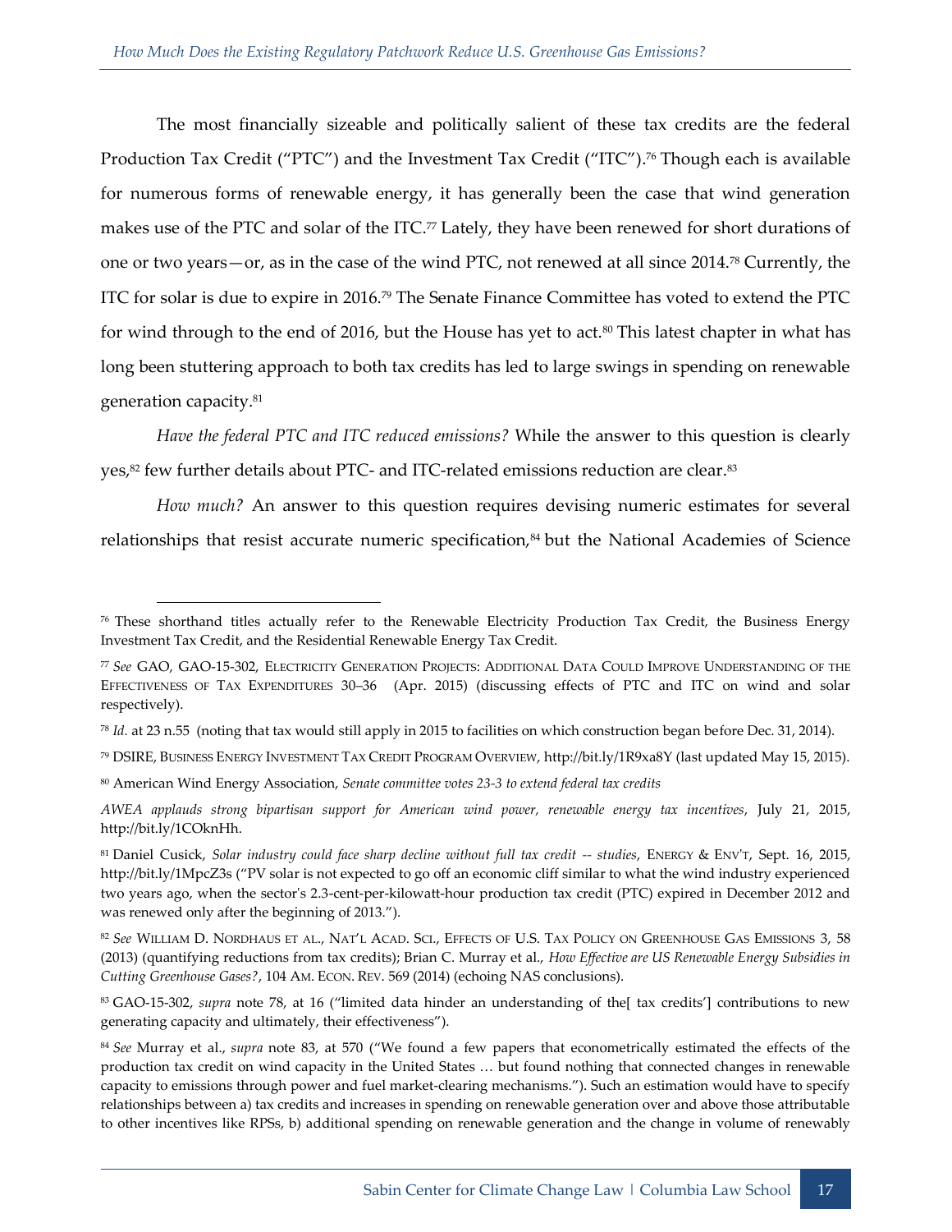The most financially sizeable and politically salient of these tax credits are the federal Production Tax Credit ("PTC") and the Investment Tax Credit ("ITC").[76] Though each is available for numerous forms of renewable energy, it has generally been the case that wind generation makes use of the PTC and solar of the ITC.[77] Lately, they have been renewed for short durations of one or two years—or, as in the case of the wind PTC, not renewed at all since 2014.[78] Currently, the ITC for solar is due to expire in 2016.[79] The Senate Finance Committee has voted to extend the PTC for wind through to the end of 2016, but the House has yet to act.[80] This latest chapter in what has long been stuttering approach to both tax credits has led to large swings in spending on renewable generation capacity.[81]

*Have the federal PTC and ITC reduced emissions?* While the answer to this question is clearly yes,[82] few further details about PTC- and ITC-related emissions reduction are clear.[83]

*How much?* An answer to this question requires devising numeric estimates for several relationships that resist accurate numeric specification,[84] but the National Academies of Science

---

[76] These shorthand titles actually refer to the Renewable Electricity Production Tax Credit, the Business Energy Investment Tax Credit, and the Residential Renewable Energy Tax Credit.

[77] *See* GAO, GAO-15-302, ELECTRICITY GENERATION PROJECTS: ADDITIONAL DATA COULD IMPROVE UNDERSTANDING OF THE EFFECTIVENESS OF TAX EXPENDITURES 30–36 (Apr. 2015) (discussing effects of PTC and ITC on wind and solar respectively).

[78] *Id.* at 23 n.55 (noting that tax would still apply in 2015 to facilities on which construction began before Dec. 31, 2014).

[79] DSIRE, BUSINESS ENERGY INVESTMENT TAX CREDIT PROGRAM OVERVIEW, http://bit.ly/1R9xa8Y (last updated May 15, 2015).

[80] American Wind Energy Association, *Senate committee votes 23-3 to extend federal tax credits*

*AWEA applauds strong bipartisan support for American wind power, renewable energy tax incentives*, July 21, 2015, http://bit.ly/1COknHh.

[81] Daniel Cusick, *Solar industry could face sharp decline without full tax credit -- studies*, ENERGY & ENV'T, Sept. 16, 2015, http://bit.ly/1MpcZ3s ("PV solar is not expected to go off an economic cliff similar to what the wind industry experienced two years ago, when the sector's 2.3-cent-per-kilowatt-hour production tax credit (PTC) expired in December 2012 and was renewed only after the beginning of 2013.").

[82] *See* WILLIAM D. NORDHAUS ET AL., NAT'L ACAD. SCI., EFFECTS OF U.S. TAX POLICY ON GREENHOUSE GAS EMISSIONS 3, 58 (2013) (quantifying reductions from tax credits); Brian C. Murray et al., *How Effective are US Renewable Energy Subsidies in Cutting Greenhouse Gases?*, 104 AM. ECON. REV. 569 (2014) (echoing NAS conclusions).

[83] GAO-15-302, *supra* note 78, at 16 ("limited data hinder an understanding of the[ tax credits'] contributions to new generating capacity and ultimately, their effectiveness").

[84] *See* Murray et al., *supra* note 83, at 570 ("We found a few papers that econometrically estimated the effects of the production tax credit on wind capacity in the United States … but found nothing that connected changes in renewable capacity to emissions through power and fuel market-clearing mechanisms."). Such an estimation would have to specify relationships between a) tax credits and increases in spending on renewable generation over and above those attributable to other incentives like RPSs, b) additional spending on renewable generation and the change in volume of renewably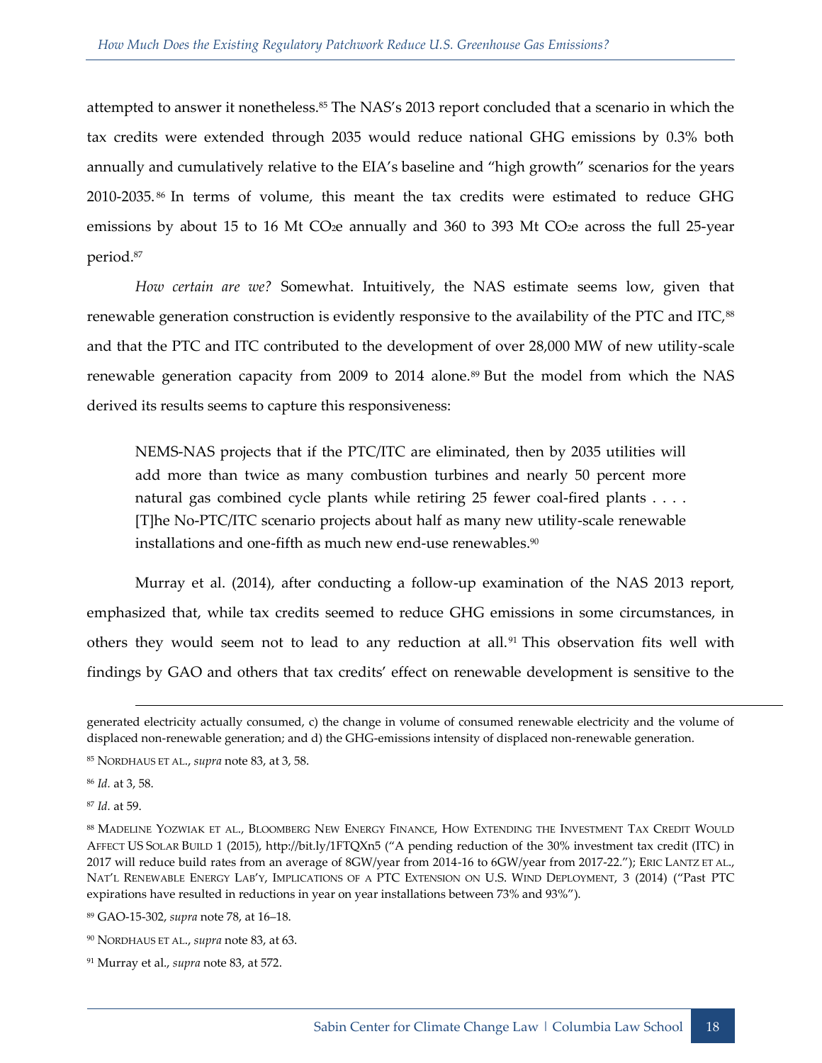attempted to answer it nonetheless.[85] The NAS's 2013 report concluded that a scenario in which the tax credits were extended through 2035 would reduce national GHG emissions by 0.3% both annually and cumulatively relative to the EIA's baseline and "high growth" scenarios for the years 2010-2035.[86] In terms of volume, this meant the tax credits were estimated to reduce GHG emissions by about 15 to 16 Mt $CO_2e$ annually and 360 to 393 Mt $CO_2e$ across the full 25-year period.[87]

*How certain are we?* Somewhat. Intuitively, the NAS estimate seems low, given that renewable generation construction is evidently responsive to the availability of the PTC and ITC,[88] and that the PTC and ITC contributed to the development of over 28,000 MW of new utility-scale renewable generation capacity from 2009 to 2014 alone.[89] But the model from which the NAS derived its results seems to capture this responsiveness:

> NEMS-NAS projects that if the PTC/ITC are eliminated, then by 2035 utilities will add more than twice as many combustion turbines and nearly 50 percent more natural gas combined cycle plants while retiring 25 fewer coal-fired plants . . . . [T]he No-PTC/ITC scenario projects about half as many new utility-scale renewable installations and one-fifth as much new end-use renewables.[90]

Murray et al. (2014), after conducting a follow-up examination of the NAS 2013 report, emphasized that, while tax credits seemed to reduce GHG emissions in some circumstances, in others they would seem not to lead to any reduction at all.[91] This observation fits well with findings by GAO and others that tax credits' effect on renewable development is sensitive to the

---

generated electricity actually consumed, c) the change in volume of consumed renewable electricity and the volume of displaced non-renewable generation; and d) the GHG-emissions intensity of displaced non-renewable generation.

[85] NORDHAUS ET AL., *supra* note 83, at 3, 58.

[86] *Id.* at 3, 58.

[87] *Id.* at 59.

[88] MADELINE YOZWIAK ET AL., BLOOMBERG NEW ENERGY FINANCE, HOW EXTENDING THE INVESTMENT TAX CREDIT WOULD AFFECT US SOLAR BUILD 1 (2015), http://bit.ly/1FTQXn5 ("A pending reduction of the 30% investment tax credit (ITC) in 2017 will reduce build rates from an average of 8GW/year from 2014-16 to 6GW/year from 2017-22."); ERIC LANTZ ET AL., NAT'L RENEWABLE ENERGY LAB'Y, IMPLICATIONS OF A PTC EXTENSION ON U.S. WIND DEPLOYMENT, 3 (2014) ("Past PTC expirations have resulted in reductions in year on year installations between 73% and 93%").

[89] GAO-15-302, *supra* note 78, at 16–18.

[90] NORDHAUS ET AL., *supra* note 83, at 63.

[91] Murray et al., *supra* note 83, at 572.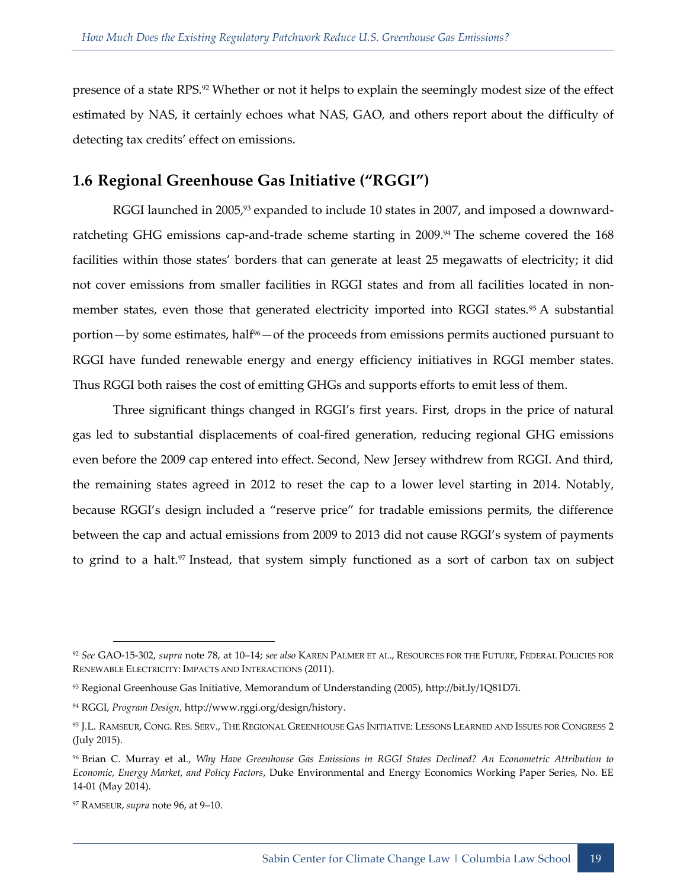presence of a state RPS.[92] Whether or not it helps to explain the seemingly modest size of the effect estimated by NAS, it certainly echoes what NAS, GAO, and others report about the difficulty of detecting tax credits' effect on emissions.

## 1.6 Regional Greenhouse Gas Initiative ("RGGI")

RGGI launched in 2005,[93] expanded to include 10 states in 2007, and imposed a downward-ratcheting GHG emissions cap-and-trade scheme starting in 2009.[94] The scheme covered the 168 facilities within those states' borders that can generate at least 25 megawatts of electricity; it did not cover emissions from smaller facilities in RGGI states and from all facilities located in non-member states, even those that generated electricity imported into RGGI states.[95] A substantial portion—by some estimates, half[96]—of the proceeds from emissions permits auctioned pursuant to RGGI have funded renewable energy and energy efficiency initiatives in RGGI member states. Thus RGGI both raises the cost of emitting GHGs and supports efforts to emit less of them.

Three significant things changed in RGGI's first years. First, drops in the price of natural gas led to substantial displacements of coal-fired generation, reducing regional GHG emissions even before the 2009 cap entered into effect. Second, New Jersey withdrew from RGGI. And third, the remaining states agreed in 2012 to reset the cap to a lower level starting in 2014. Notably, because RGGI's design included a "reserve price" for tradable emissions permits, the difference between the cap and actual emissions from 2009 to 2013 did not cause RGGI's system of payments to grind to a halt.[97] Instead, that system simply functioned as a sort of carbon tax on subject

---

[92] *See* GAO-15-302, *supra* note 78, at 10–14; *see also* KAREN PALMER ET AL., RESOURCES FOR THE FUTURE, FEDERAL POLICIES FOR RENEWABLE ELECTRICITY: IMPACTS AND INTERACTIONS (2011).

[93] Regional Greenhouse Gas Initiative, Memorandum of Understanding (2005), http://bit.ly/1Q81D7i.

[94] RGGI, *Program Design*, http://www.rggi.org/design/history.

[95] J.L. RAMSEUR, CONG. RES. SERV., THE REGIONAL GREENHOUSE GAS INITIATIVE: LESSONS LEARNED AND ISSUES FOR CONGRESS 2 (July 2015).

[96] Brian C. Murray et al., *Why Have Greenhouse Gas Emissions in RGGI States Declined? An Econometric Attribution to Economic, Energy Market, and Policy Factors*, Duke Environmental and Energy Economics Working Paper Series, No. EE 14-01 (May 2014).

[97] RAMSEUR, *supra* note 96, at 9–10.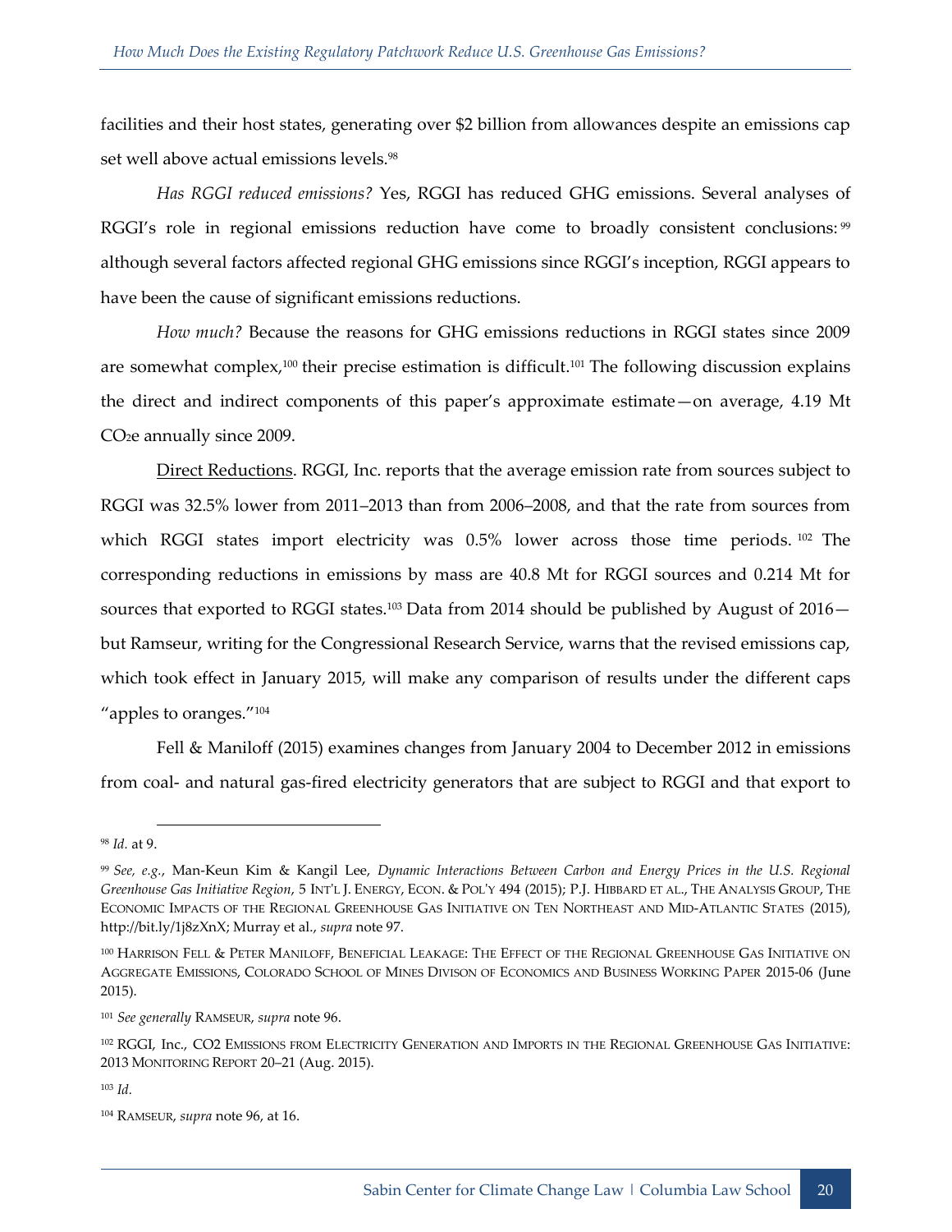facilities and their host states, generating over $2 billion from allowances despite an emissions cap set well above actual emissions levels.[98]

*Has RGGI reduced emissions?* Yes, RGGI has reduced GHG emissions. Several analyses of RGGI's role in regional emissions reduction have come to broadly consistent conclusions:[99] although several factors affected regional GHG emissions since RGGI's inception, RGGI appears to have been the cause of significant emissions reductions.

*How much?* Because the reasons for GHG emissions reductions in RGGI states since 2009 are somewhat complex,[100] their precise estimation is difficult.[101] The following discussion explains the direct and indirect components of this paper's approximate estimate—on average, 4.19 Mt $CO_2e$ annually since 2009.

Direct Reductions. RGGI, Inc. reports that the average emission rate from sources subject to RGGI was 32.5% lower from 2011–2013 than from 2006–2008, and that the rate from sources from which RGGI states import electricity was 0.5% lower across those time periods.[102] The corresponding reductions in emissions by mass are 40.8 Mt for RGGI sources and 0.214 Mt for sources that exported to RGGI states.[103] Data from 2014 should be published by August of 2016—but Ramseur, writing for the Congressional Research Service, warns that the revised emissions cap, which took effect in January 2015, will make any comparison of results under the different caps "apples to oranges."[104]

Fell & Maniloff (2015) examines changes from January 2004 to December 2012 in emissions from coal- and natural gas-fired electricity generators that are subject to RGGI and that export to

---

[98] *Id.* at 9.

[99] *See, e.g.*, Man-Keun Kim & Kangil Lee, *Dynamic Interactions Between Carbon and Energy Prices in the U.S. Regional Greenhouse Gas Initiative Region*, 5 INT'L J. ENERGY, ECON. & POL'Y 494 (2015); P.J. HIBBARD ET AL., THE ANALYSIS GROUP, THE ECONOMIC IMPACTS OF THE REGIONAL GREENHOUSE GAS INITIATIVE ON TEN NORTHEAST AND MID-ATLANTIC STATES (2015), http://bit.ly/1j8zXnX; Murray et al., *supra* note 97.

[100] HARRISON FELL & PETER MANILOFF, BENEFICIAL LEAKAGE: THE EFFECT OF THE REGIONAL GREENHOUSE GAS INITIATIVE ON AGGREGATE EMISSIONS, COLORADO SCHOOL OF MINES DIVISON OF ECONOMICS AND BUSINESS WORKING PAPER 2015-06 (June 2015).

[101] *See generally* RAMSEUR, *supra* note 96.

[102] RGGI, Inc., CO2 EMISSIONS FROM ELECTRICITY GENERATION AND IMPORTS IN THE REGIONAL GREENHOUSE GAS INITIATIVE: 2013 MONITORING REPORT 20–21 (Aug. 2015).

[103] *Id.*

[104] RAMSEUR, *supra* note 96, at 16.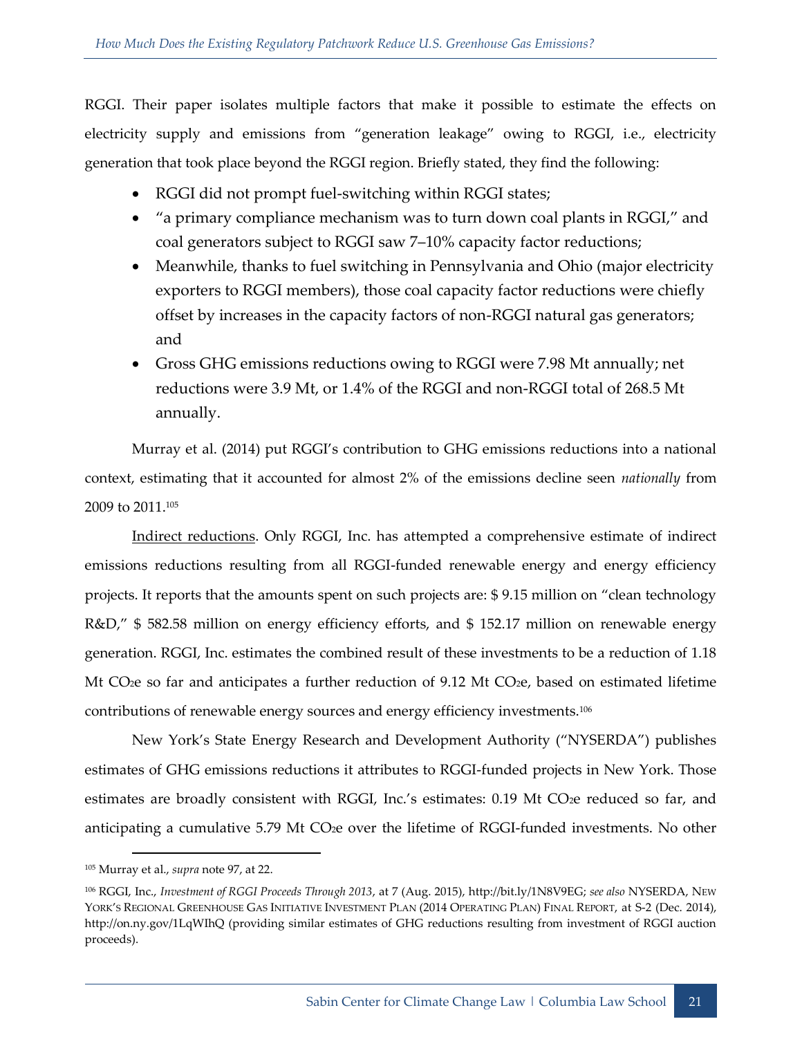RGGI. Their paper isolates multiple factors that make it possible to estimate the effects on electricity supply and emissions from "generation leakage" owing to RGGI, i.e., electricity generation that took place beyond the RGGI region. Briefly stated, they find the following:

- RGGI did not prompt fuel-switching within RGGI states;
- "a primary compliance mechanism was to turn down coal plants in RGGI," and coal generators subject to RGGI saw 7–10% capacity factor reductions;
- Meanwhile, thanks to fuel switching in Pennsylvania and Ohio (major electricity exporters to RGGI members), those coal capacity factor reductions were chiefly offset by increases in the capacity factors of non-RGGI natural gas generators; and
- Gross GHG emissions reductions owing to RGGI were 7.98 Mt annually; net reductions were 3.9 Mt, or 1.4% of the RGGI and non-RGGI total of 268.5 Mt annually.

Murray et al. (2014) put RGGI's contribution to GHG emissions reductions into a national context, estimating that it accounted for almost 2% of the emissions decline seen *nationally* from 2009 to 2011.[105]

<u>Indirect reductions</u>. Only RGGI, Inc. has attempted a comprehensive estimate of indirect emissions reductions resulting from all RGGI-funded renewable energy and energy efficiency projects. It reports that the amounts spent on such projects are: $ 9.15 million on "clean technology R&D," $ 582.58 million on energy efficiency efforts, and $ 152.17 million on renewable energy generation. RGGI, Inc. estimates the combined result of these investments to be a reduction of 1.18 Mt $CO_2e$ so far and anticipates a further reduction of 9.12 Mt $CO_2e$, based on estimated lifetime contributions of renewable energy sources and energy efficiency investments.[106]

New York's State Energy Research and Development Authority ("NYSERDA") publishes estimates of GHG emissions reductions it attributes to RGGI-funded projects in New York. Those estimates are broadly consistent with RGGI, Inc.'s estimates: 0.19 Mt $CO_2e$ reduced so far, and anticipating a cumulative 5.79 Mt $CO_2e$ over the lifetime of RGGI-funded investments. No other

---

[105] Murray et al., *supra* note 97, at 22.

[106] RGGI, Inc., *Investment of RGGI Proceeds Through 2013*, at 7 (Aug. 2015), http://bit.ly/1N8V9EG; *see also* NYSERDA, NEW YORK'S REGIONAL GREENHOUSE GAS INITIATIVE INVESTMENT PLAN (2014 OPERATING PLAN) FINAL REPORT, at S-2 (Dec. 2014), http://on.ny.gov/1LqWIhQ (providing similar estimates of GHG reductions resulting from investment of RGGI auction proceeds).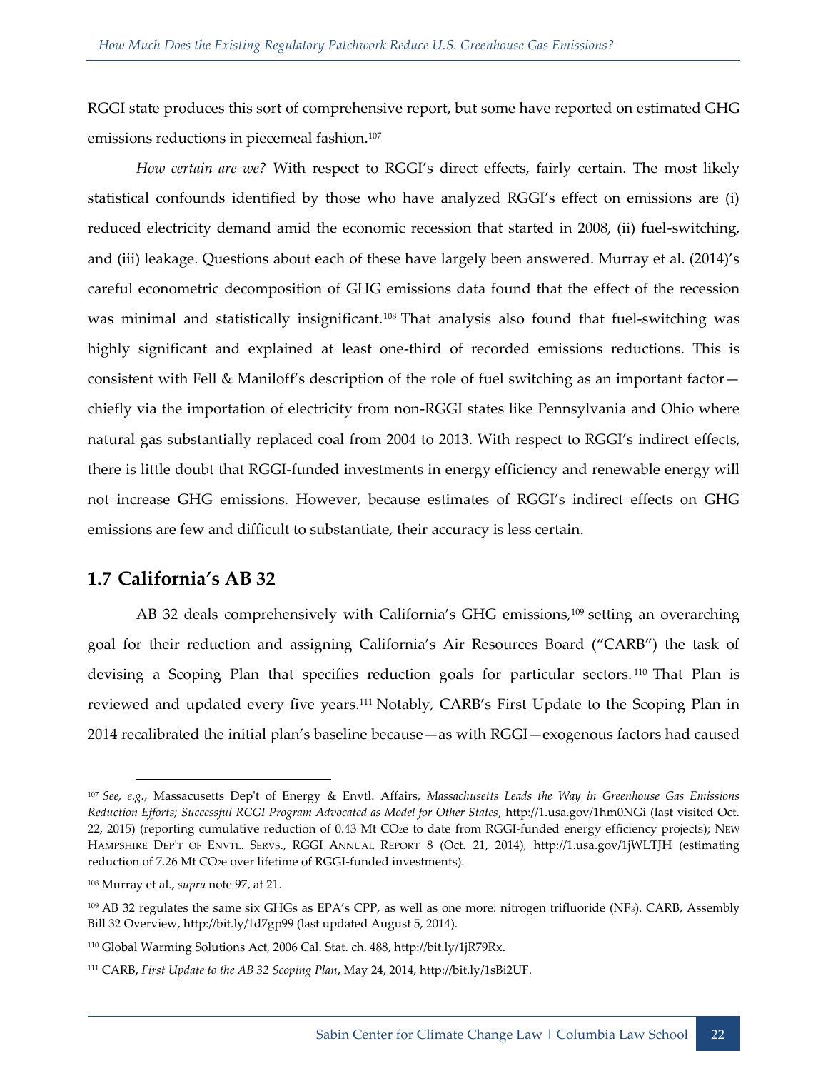RGGI state produces this sort of comprehensive report, but some have reported on estimated GHG emissions reductions in piecemeal fashion.[107]

*How certain are we?* With respect to RGGI's direct effects, fairly certain. The most likely statistical confounds identified by those who have analyzed RGGI's effect on emissions are (i) reduced electricity demand amid the economic recession that started in 2008, (ii) fuel-switching, and (iii) leakage. Questions about each of these have largely been answered. Murray et al. (2014)'s careful econometric decomposition of GHG emissions data found that the effect of the recession was minimal and statistically insignificant.[108] That analysis also found that fuel-switching was highly significant and explained at least one-third of recorded emissions reductions. This is consistent with Fell & Maniloff's description of the role of fuel switching as an important factor—chiefly via the importation of electricity from non-RGGI states like Pennsylvania and Ohio where natural gas substantially replaced coal from 2004 to 2013. With respect to RGGI's indirect effects, there is little doubt that RGGI-funded investments in energy efficiency and renewable energy will not increase GHG emissions. However, because estimates of RGGI's indirect effects on GHG emissions are few and difficult to substantiate, their accuracy is less certain.

## 1.7 California's AB 32

AB 32 deals comprehensively with California's GHG emissions,[109] setting an overarching goal for their reduction and assigning California's Air Resources Board ("CARB") the task of devising a Scoping Plan that specifies reduction goals for particular sectors.[110] That Plan is reviewed and updated every five years.[111] Notably, CARB's First Update to the Scoping Plan in 2014 recalibrated the initial plan's baseline because—as with RGGI—exogenous factors had caused

---

[107] *See, e.g.*, Massacusetts Dep't of Energy & Envtl. Affairs, *Massachusetts Leads the Way in Greenhouse Gas Emissions Reduction Efforts; Successful RGGI Program Advocated as Model for Other States*, http://1.usa.gov/1hm0NGi (last visited Oct. 22, 2015) (reporting cumulative reduction of 0.43 Mt $CO_2e$ to date from RGGI-funded energy efficiency projects); New Hampshire Dep't of Envtl. Servs., RGGI Annual Report 8 (Oct. 21, 2014), http://1.usa.gov/1jWLTJH (estimating reduction of 7.26 Mt $CO_2e$ over lifetime of RGGI-funded investments).

[108] Murray et al., *supra* note 97, at 21.

[109] AB 32 regulates the same six GHGs as EPA's CPP, as well as one more: nitrogen trifluoride ($NF_3$). CARB, Assembly Bill 32 Overview, http://bit.ly/1d7gp99 (last updated August 5, 2014).

[110] Global Warming Solutions Act, 2006 Cal. Stat. ch. 488, http://bit.ly/1jR79Rx.

[111] CARB, *First Update to the AB 32 Scoping Plan*, May 24, 2014, http://bit.ly/1sBi2UF.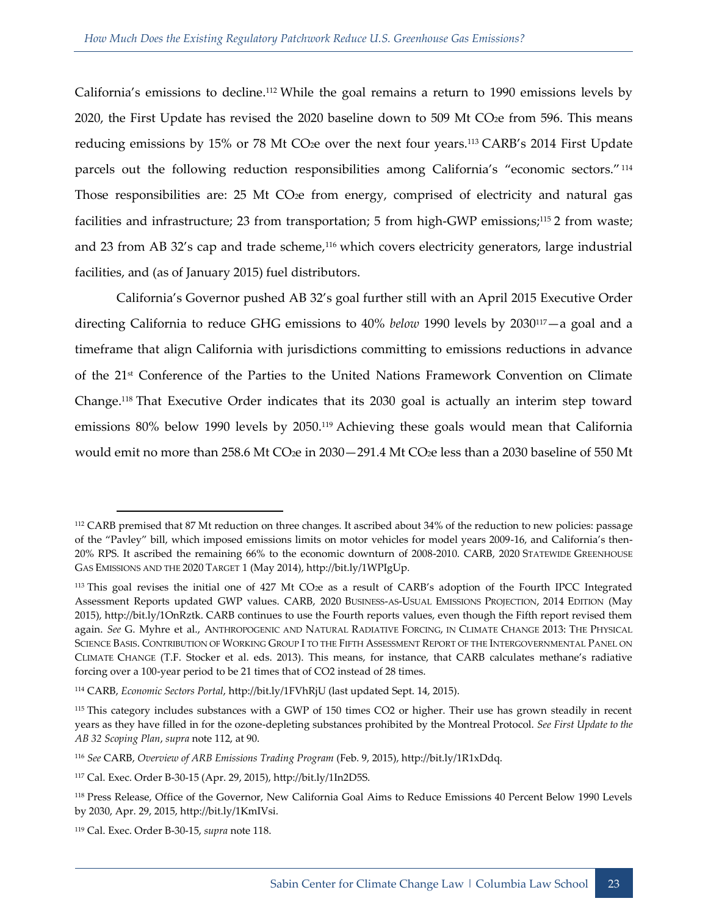California's emissions to decline.[112] While the goal remains a return to 1990 emissions levels by 2020, the First Update has revised the 2020 baseline down to 509 Mt $CO_2e$ from 596. This means reducing emissions by 15% or 78 Mt $CO_2e$ over the next four years.[113] CARB's 2014 First Update parcels out the following reduction responsibilities among California's "economic sectors."[114] Those responsibilities are: 25 Mt $CO_2e$ from energy, comprised of electricity and natural gas facilities and infrastructure; 23 from transportation; 5 from high-GWP emissions;[115] 2 from waste; and 23 from AB 32's cap and trade scheme,[116] which covers electricity generators, large industrial facilities, and (as of January 2015) fuel distributors.

California's Governor pushed AB 32's goal further still with an April 2015 Executive Order directing California to reduce GHG emissions to 40% *below* 1990 levels by 2030[117]—a goal and a timeframe that align California with jurisdictions committing to emissions reductions in advance of the 21st Conference of the Parties to the United Nations Framework Convention on Climate Change.[118] That Executive Order indicates that its 2030 goal is actually an interim step toward emissions 80% below 1990 levels by 2050.[119] Achieving these goals would mean that California would emit no more than 258.6 Mt $CO_2e$ in 2030—291.4 Mt $CO_2e$ less than a 2030 baseline of 550 Mt

---

[112] CARB premised that 87 Mt reduction on three changes. It ascribed about 34% of the reduction to new policies: passage of the "Pavley" bill, which imposed emissions limits on motor vehicles for model years 2009-16, and California's then-20% RPS. It ascribed the remaining 66% to the economic downturn of 2008-2010. CARB, 2020 Statewide Greenhouse Gas Emissions and the 2020 Target 1 (May 2014), http://bit.ly/1WPIgUp.

[113] This goal revises the initial one of 427 Mt $CO_2e$ as a result of CARB's adoption of the Fourth IPCC Integrated Assessment Reports updated GWP values. CARB, 2020 Business-as-Usual Emissions Projection, 2014 Edition (May 2015), http://bit.ly/1OnRztk. CARB continues to use the Fourth reports values, even though the Fifth report revised them again. *See* G. Myhre et al., Anthropogenic and Natural Radiative Forcing, in Climate Change 2013: The Physical Science Basis. Contribution of Working Group I to the Fifth Assessment Report of the Intergovernmental Panel on Climate Change (T.F. Stocker et al. eds. 2013). This means, for instance, that CARB calculates methane's radiative forcing over a 100-year period to be 21 times that of CO2 instead of 28 times.

[114] CARB, *Economic Sectors Portal*, http://bit.ly/1FVhRjU (last updated Sept. 14, 2015).

[115] This category includes substances with a GWP of 150 times CO2 or higher. Their use has grown steadily in recent years as they have filled in for the ozone-depleting substances prohibited by the Montreal Protocol. *See First Update to the AB 32 Scoping Plan*, *supra* note 112, at 90.

[116] *See* CARB, *Overview of ARB Emissions Trading Program* (Feb. 9, 2015), http://bit.ly/1R1xDdq.

[117] Cal. Exec. Order B-30-15 (Apr. 29, 2015), http://bit.ly/1In2D5S.

[118] Press Release, Office of the Governor, New California Goal Aims to Reduce Emissions 40 Percent Below 1990 Levels by 2030, Apr. 29, 2015, http://bit.ly/1KmIVsi.

[119] Cal. Exec. Order B-30-15, *supra* note 118.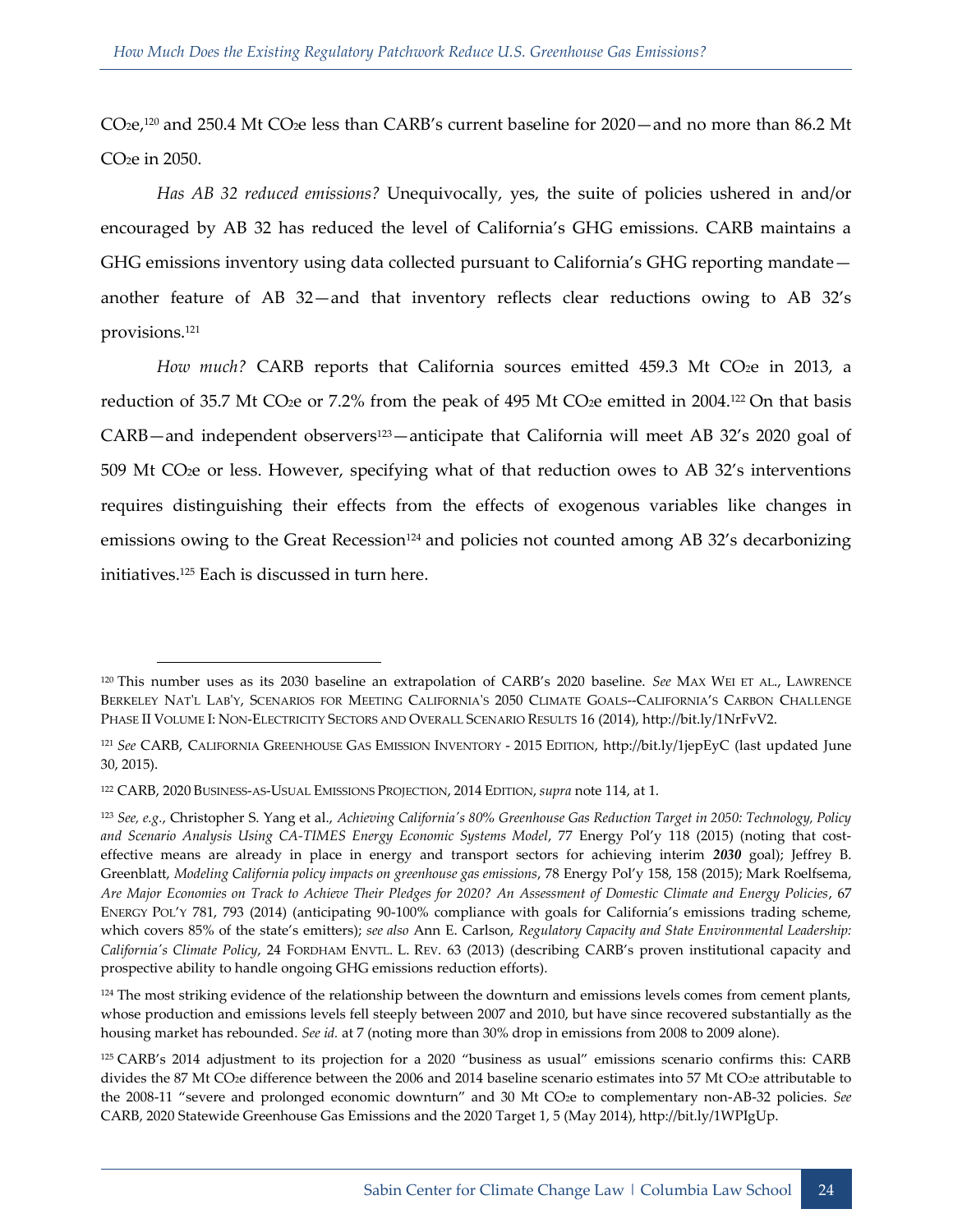$CO_2e$,[120] and 250.4 Mt $CO_2e$ less than CARB's current baseline for 2020—and no more than 86.2 Mt $CO_2e$ in 2050.

*Has AB 32 reduced emissions?* Unequivocally, yes, the suite of policies ushered in and/or encouraged by AB 32 has reduced the level of California's GHG emissions. CARB maintains a GHG emissions inventory using data collected pursuant to California's GHG reporting mandate—another feature of AB 32—and that inventory reflects clear reductions owing to AB 32's provisions.[121]

*How much?* CARB reports that California sources emitted 459.3 Mt $CO_2e$ in 2013, a reduction of 35.7 Mt $CO_2e$ or 7.2% from the peak of 495 Mt $CO_2e$ emitted in 2004.[122] On that basis CARB—and independent observers[123]—anticipate that California will meet AB 32's 2020 goal of 509 Mt $CO_2e$ or less. However, specifying what of that reduction owes to AB 32's interventions requires distinguishing their effects from the effects of exogenous variables like changes in emissions owing to the Great Recession[124] and policies not counted among AB 32's decarbonizing initiatives.[125] Each is discussed in turn here.

---

[120] This number uses as its 2030 baseline an extrapolation of CARB's 2020 baseline. *See* MAX WEI ET AL., LAWRENCE BERKELEY NAT'L LAB'Y, SCENARIOS FOR MEETING CALIFORNIA'S 2050 CLIMATE GOALS--CALIFORNIA'S CARBON CHALLENGE PHASE II VOLUME I: NON-ELECTRICITY SECTORS AND OVERALL SCENARIO RESULTS 16 (2014), http://bit.ly/1NrFvV2.

[121] *See* CARB, CALIFORNIA GREENHOUSE GAS EMISSION INVENTORY - 2015 EDITION, http://bit.ly/1jepEyC (last updated June 30, 2015).

[122] CARB, 2020 BUSINESS-AS-USUAL EMISSIONS PROJECTION, 2014 EDITION, *supra* note 114, at 1.

[123] *See, e.g.*, Christopher S. Yang et al., *Achieving California's 80% Greenhouse Gas Reduction Target in 2050: Technology, Policy and Scenario Analysis Using CA-TIMES Energy Economic Systems Model*, 77 Energy Pol'y 118 (2015) (noting that cost-effective means are already in place in energy and transport sectors for achieving interim ***2030*** goal); Jeffrey B. Greenblatt, *Modeling California policy impacts on greenhouse gas emissions*, 78 Energy Pol'y 158, 158 (2015); Mark Roelfsema, *Are Major Economies on Track to Achieve Their Pledges for 2020? An Assessment of Domestic Climate and Energy Policies*, 67 ENERGY POL'Y 781, 793 (2014) (anticipating 90-100% compliance with goals for California's emissions trading scheme, which covers 85% of the state's emitters); *see also* Ann E. Carlson, *Regulatory Capacity and State Environmental Leadership: California's Climate Policy*, 24 FORDHAM ENVTL. L. REV. 63 (2013) (describing CARB's proven institutional capacity and prospective ability to handle ongoing GHG emissions reduction efforts).

[124] The most striking evidence of the relationship between the downturn and emissions levels comes from cement plants, whose production and emissions levels fell steeply between 2007 and 2010, but have since recovered substantially as the housing market has rebounded. *See id.* at 7 (noting more than 30% drop in emissions from 2008 to 2009 alone).

[125] CARB's 2014 adjustment to its projection for a 2020 "business as usual" emissions scenario confirms this: CARB divides the 87 Mt $CO_2e$ difference between the 2006 and 2014 baseline scenario estimates into 57 Mt $CO_2e$ attributable to the 2008-11 "severe and prolonged economic downturn" and 30 Mt $CO_2e$ to complementary non-AB-32 policies. *See* CARB, 2020 Statewide Greenhouse Gas Emissions and the 2020 Target 1, 5 (May 2014), http://bit.ly/1WPIgUp.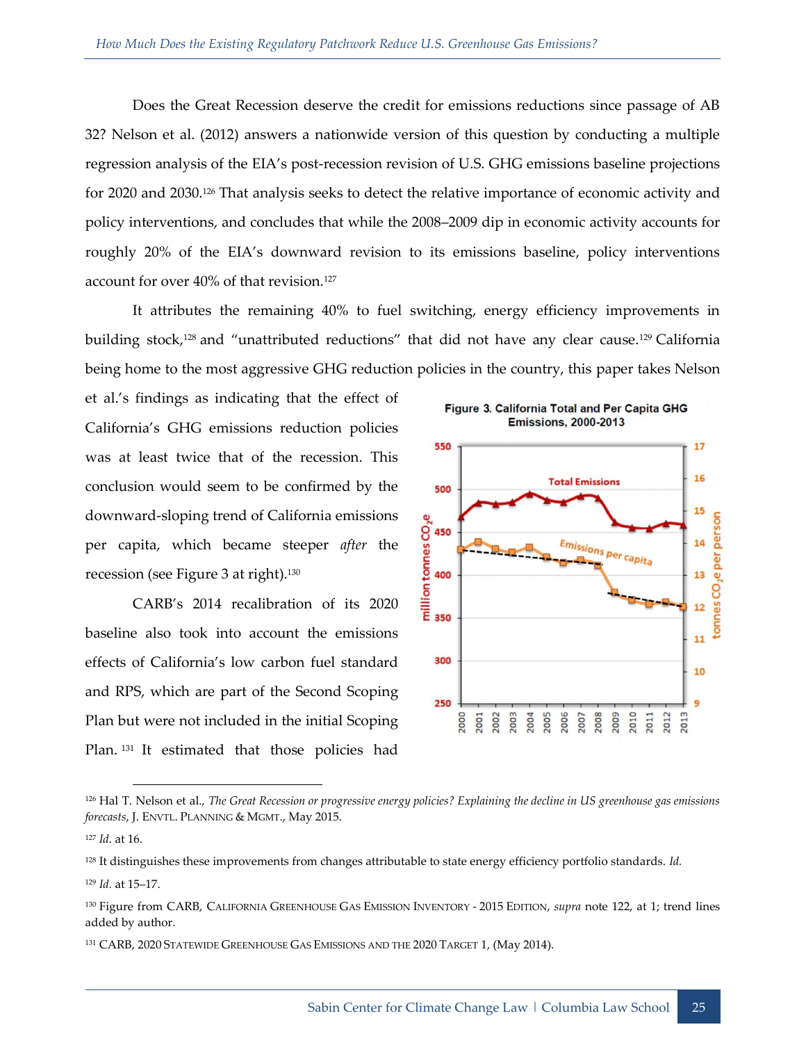Does the Great Recession deserve the credit for emissions reductions since passage of AB 32? Nelson et al. (2012) answers a nationwide version of this question by conducting a multiple regression analysis of the EIA's post-recession revision of U.S. GHG emissions baseline projections for 2020 and 2030.[126] That analysis seeks to detect the relative importance of economic activity and policy interventions, and concludes that while the 2008–2009 dip in economic activity accounts for roughly 20% of the EIA's downward revision to its emissions baseline, policy interventions account for over 40% of that revision.[127]

It attributes the remaining 40% to fuel switching, energy efficiency improvements in building stock,[128] and "unattributed reductions" that did not have any clear cause.[129] California being home to the most aggressive GHG reduction policies in the country, this paper takes Nelson et al.'s findings as indicating that the effect of California's GHG emissions reduction policies was at least twice that of the recession. This conclusion would seem to be confirmed by the downward-sloping trend of California emissions per capita, which became steeper *after* the recession (see Figure 3 at right).[130]

**Figure 3. California Total and Per Capita GHG Emissions, 2000-2013**

CARB's 2014 recalibration of its 2020 baseline also took into account the emissions effects of California's low carbon fuel standard and RPS, which are part of the Second Scoping Plan but were not included in the initial Scoping Plan.[131] It estimated that those policies had

---

[126] Hal T. Nelson et al., *The Great Recession or progressive energy policies? Explaining the decline in US greenhouse gas emissions forecasts*, J. ENVTL. PLANNING & MGMT., May 2015.

[127] *Id.* at 16.

[128] It distinguishes these improvements from changes attributable to state energy efficiency portfolio standards. *Id.*

[129] *Id.* at 15–17.

[130] Figure from CARB, CALIFORNIA GREENHOUSE GAS EMISSION INVENTORY - 2015 EDITION, *supra* note 122, at 1; trend lines added by author.

[131] CARB, 2020 STATEWIDE GREENHOUSE GAS EMISSIONS AND THE 2020 TARGET 1, (May 2014).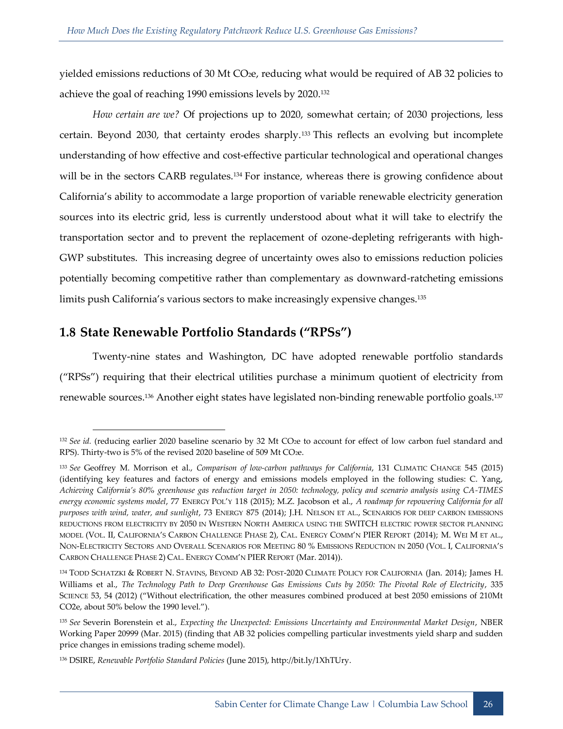yielded emissions reductions of 30 Mt $CO_2e$, reducing what would be required of AB 32 policies to achieve the goal of reaching 1990 emissions levels by 2020.[132]

*How certain are we?* Of projections up to 2020, somewhat certain; of 2030 projections, less certain. Beyond 2030, that certainty erodes sharply.[133] This reflects an evolving but incomplete understanding of how effective and cost-effective particular technological and operational changes will be in the sectors CARB regulates.[134] For instance, whereas there is growing confidence about California's ability to accommodate a large proportion of variable renewable electricity generation sources into its electric grid, less is currently understood about what it will take to electrify the transportation sector and to prevent the replacement of ozone-depleting refrigerants with high-GWP substitutes. This increasing degree of uncertainty owes also to emissions reduction policies potentially becoming competitive rather than complementary as downward-ratcheting emissions limits push California's various sectors to make increasingly expensive changes.[135]

## 1.8 State Renewable Portfolio Standards ("RPSs")

Twenty-nine states and Washington, DC have adopted renewable portfolio standards ("RPSs") requiring that their electrical utilities purchase a minimum quotient of electricity from renewable sources.[136] Another eight states have legislated non-binding renewable portfolio goals.[137]

---

[132] *See id.* (reducing earlier 2020 baseline scenario by 32 Mt $CO_2e$ to account for effect of low carbon fuel standard and RPS). Thirty-two is 5% of the revised 2020 baseline of 509 Mt $CO_2e$.

[133] *See* Geoffrey M. Morrison et al., *Comparison of low-carbon pathways for California*, 131 CLIMATIC CHANGE 545 (2015) (identifying key features and factors of energy and emissions models employed in the following studies: C. Yang, *Achieving California's 80% greenhouse gas reduction target in 2050: technology, policy and scenario analysis using CA-TIMES energy economic systems model*, 77 ENERGY POL'Y 118 (2015); M.Z. Jacobson et al., *A roadmap for repowering California for all purposes with wind, water, and sunlight*, 73 ENERGY 875 (2014); J.H. NELSON ET AL., SCENARIOS FOR DEEP CARBON EMISSIONS REDUCTIONS FROM ELECTRICITY BY 2050 IN WESTERN NORTH AMERICA USING THE SWITCH ELECTRIC POWER SECTOR PLANNING MODEL (VOL. II, CALIFORNIA'S CARBON CHALLENGE PHASE 2), CAL. ENERGY COMM'N PIER REPORT (2014); M. WEI M ET AL., NON-ELECTRICITY SECTORS AND OVERALL SCENARIOS FOR MEETING 80 % EMISSIONS REDUCTION IN 2050 (VOL. I, CALIFORNIA'S CARBON CHALLENGE PHASE 2) CAL. ENERGY COMM'N PIER REPORT (Mar. 2014)).

[134] TODD SCHATZKI & ROBERT N. STAVINS, BEYOND AB 32: POST-2020 CLIMATE POLICY FOR CALIFORNIA (Jan. 2014); James H. Williams et al., *The Technology Path to Deep Greenhouse Gas Emissions Cuts by 2050: The Pivotal Role of Electricity*, 335 SCIENCE 53, 54 (2012) ("Without electrification, the other measures combined produced at best 2050 emissions of 210Mt CO2e, about 50% below the 1990 level.").

[135] *See* Severin Borenstein et al., *Expecting the Unexpected: Emissions Uncertainty and Environmental Market Design*, NBER Working Paper 20999 (Mar. 2015) (finding that AB 32 policies compelling particular investments yield sharp and sudden price changes in emissions trading scheme model).

[136] DSIRE, *Renewable Portfolio Standard Policies* (June 2015), http://bit.ly/1XhTUry.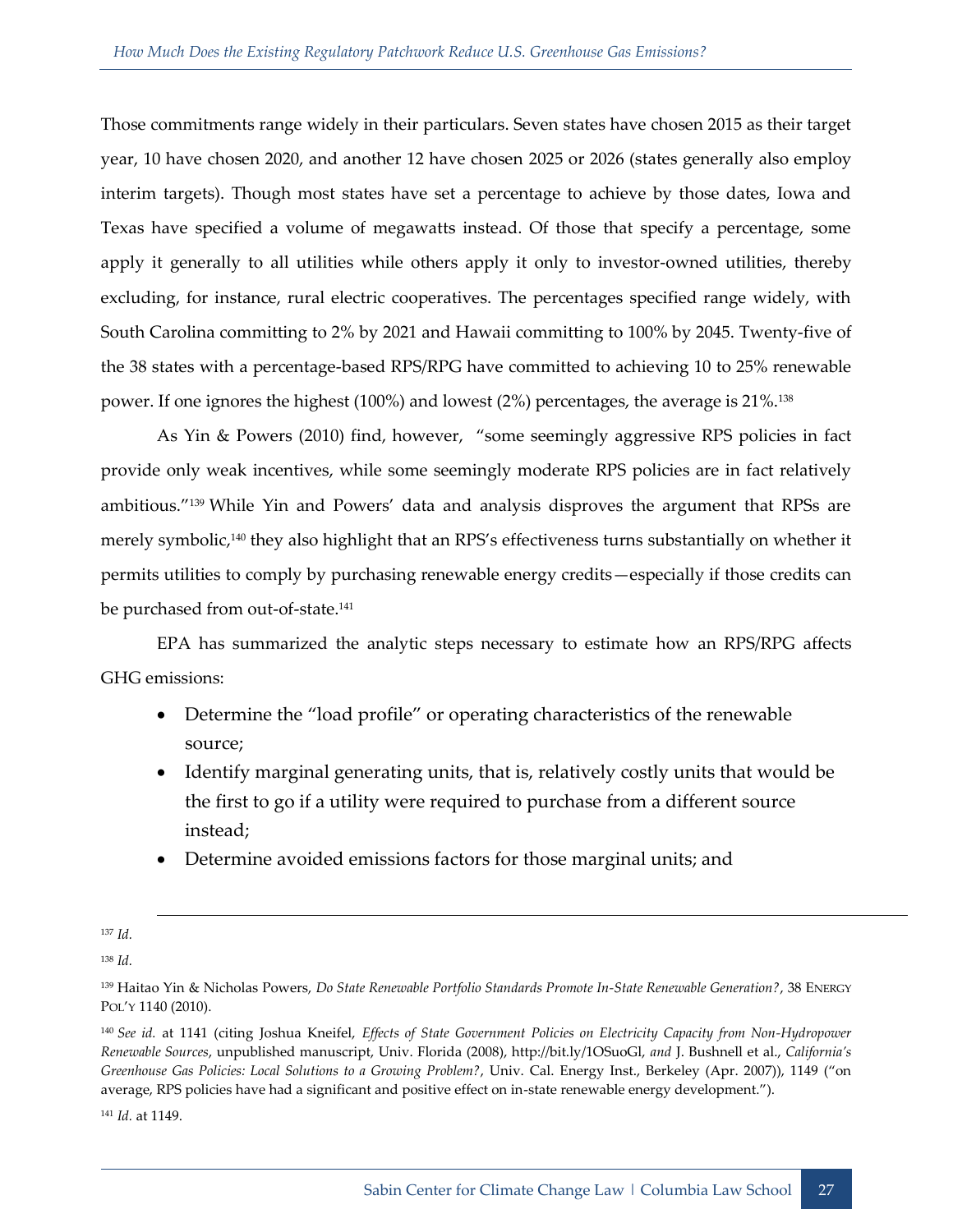Those commitments range widely in their particulars. Seven states have chosen 2015 as their target year, 10 have chosen 2020, and another 12 have chosen 2025 or 2026 (states generally also employ interim targets). Though most states have set a percentage to achieve by those dates, Iowa and Texas have specified a volume of megawatts instead. Of those that specify a percentage, some apply it generally to all utilities while others apply it only to investor-owned utilities, thereby excluding, for instance, rural electric cooperatives. The percentages specified range widely, with South Carolina committing to 2% by 2021 and Hawaii committing to 100% by 2045. Twenty-five of the 38 states with a percentage-based RPS/RPG have committed to achieving 10 to 25% renewable power. If one ignores the highest (100%) and lowest (2%) percentages, the average is 21%.[138]

As Yin & Powers (2010) find, however, "some seemingly aggressive RPS policies in fact provide only weak incentives, while some seemingly moderate RPS policies are in fact relatively ambitious."[139] While Yin and Powers' data and analysis disproves the argument that RPSs are merely symbolic,[140] they also highlight that an RPS's effectiveness turns substantially on whether it permits utilities to comply by purchasing renewable energy credits—especially if those credits can be purchased from out-of-state.[141]

EPA has summarized the analytic steps necessary to estimate how an RPS/RPG affects GHG emissions:

- Determine the "load profile" or operating characteristics of the renewable source;
- Identify marginal generating units, that is, relatively costly units that would be the first to go if a utility were required to purchase from a different source instead;
- Determine avoided emissions factors for those marginal units; and

---

[137] *Id.*

[138] *Id.*

[139] Haitao Yin & Nicholas Powers, *Do State Renewable Portfolio Standards Promote In-State Renewable Generation?*, 38 ENERGY POL'Y 1140 (2010).

[140] *See id.* at 1141 (citing Joshua Kneifel, *Effects of State Government Policies on Electricity Capacity from Non-Hydropower Renewable Sources*, unpublished manuscript, Univ. Florida (2008), http://bit.ly/1OSuoGl, *and* J. Bushnell et al., *California's Greenhouse Gas Policies: Local Solutions to a Growing Problem?*, Univ. Cal. Energy Inst., Berkeley (Apr. 2007)), 1149 ("on average, RPS policies have had a significant and positive effect on in-state renewable energy development.").

[141] *Id.* at 1149.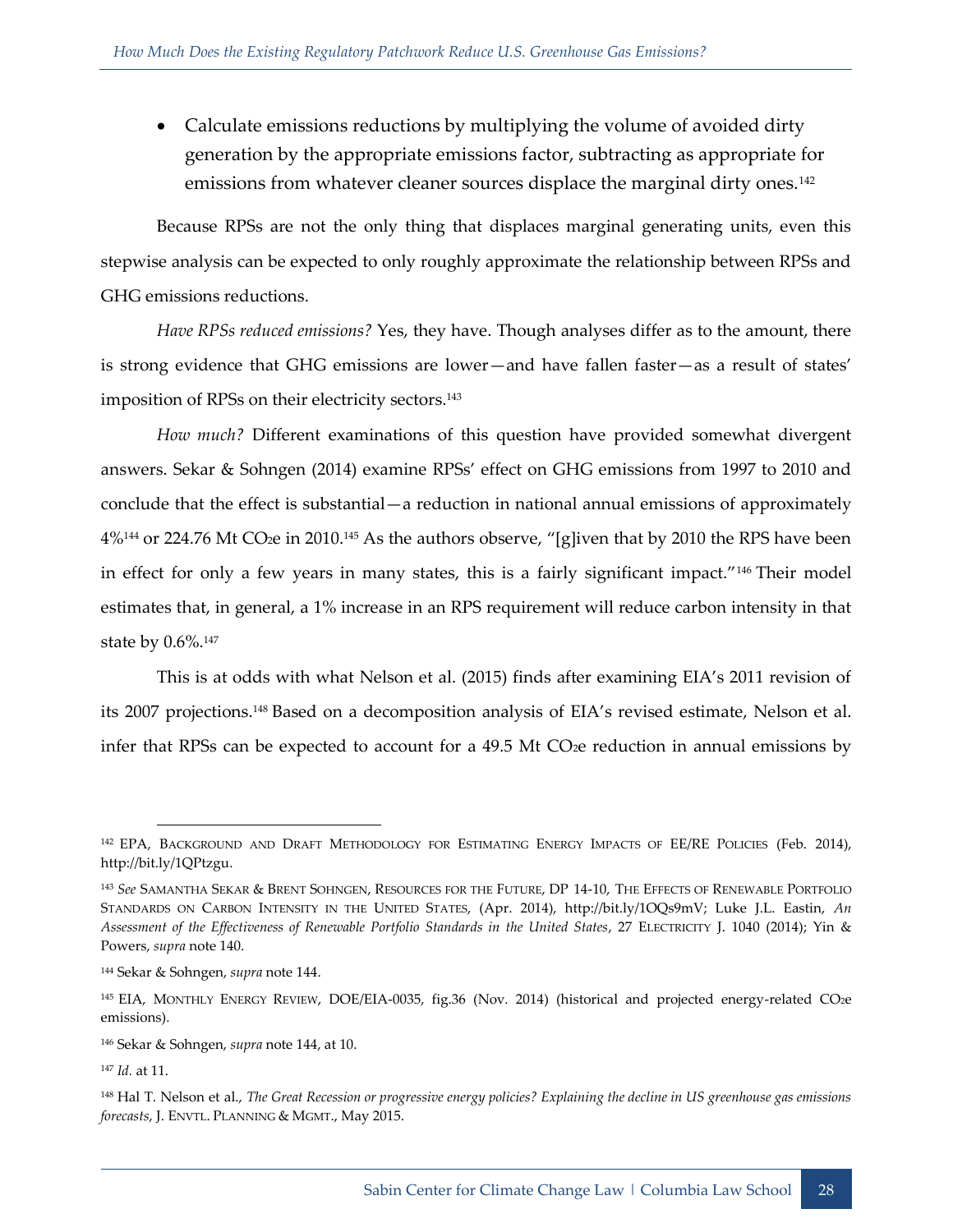- Calculate emissions reductions by multiplying the volume of avoided dirty generation by the appropriate emissions factor, subtracting as appropriate for emissions from whatever cleaner sources displace the marginal dirty ones.[142]

Because RPSs are not the only thing that displaces marginal generating units, even this stepwise analysis can be expected to only roughly approximate the relationship between RPSs and GHG emissions reductions.

*Have RPSs reduced emissions?* Yes, they have. Though analyses differ as to the amount, there is strong evidence that GHG emissions are lower—and have fallen faster—as a result of states' imposition of RPSs on their electricity sectors.[143]

*How much?* Different examinations of this question have provided somewhat divergent answers. Sekar & Sohngen (2014) examine RPSs' effect on GHG emissions from 1997 to 2010 and conclude that the effect is substantial—a reduction in national annual emissions of approximately 4%[144] or 224.76 Mt $CO_2e$ in 2010.[145] As the authors observe, "[g]iven that by 2010 the RPS have been in effect for only a few years in many states, this is a fairly significant impact."[146] Their model estimates that, in general, a 1% increase in an RPS requirement will reduce carbon intensity in that state by 0.6%.[147]

This is at odds with what Nelson et al. (2015) finds after examining EIA's 2011 revision of its 2007 projections.[148] Based on a decomposition analysis of EIA's revised estimate, Nelson et al. infer that RPSs can be expected to account for a 49.5 Mt $CO_2e$ reduction in annual emissions by

---

[142] EPA, BACKGROUND AND DRAFT METHODOLOGY FOR ESTIMATING ENERGY IMPACTS OF EE/RE POLICIES (Feb. 2014), http://bit.ly/1QPtzgu.

[143] *See* SAMANTHA SEKAR & BRENT SOHNGEN, RESOURCES FOR THE FUTURE, DP 14-10, THE EFFECTS OF RENEWABLE PORTFOLIO STANDARDS ON CARBON INTENSITY IN THE UNITED STATES, (Apr. 2014), http://bit.ly/1OQs9mV; Luke J.L. Eastin, *An Assessment of the Effectiveness of Renewable Portfolio Standards in the United States*, 27 ELECTRICITY J. 1040 (2014); Yin & Powers, *supra* note 140.

[144] Sekar & Sohngen, *supra* note 144.

[145] EIA, MONTHLY ENERGY REVIEW, DOE/EIA-0035, fig.36 (Nov. 2014) (historical and projected energy-related $CO_2e$ emissions).

[146] Sekar & Sohngen, *supra* note 144, at 10.

[147] *Id.* at 11.

[148] Hal T. Nelson et al., *The Great Recession or progressive energy policies? Explaining the decline in US greenhouse gas emissions forecasts*, J. ENVTL. PLANNING & MGMT., May 2015.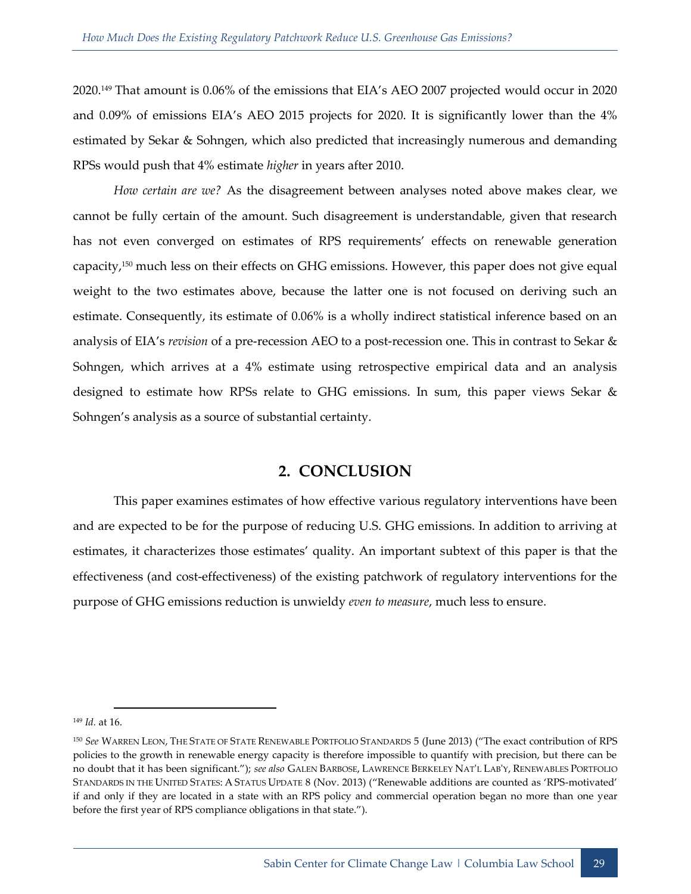2020.[149] That amount is 0.06% of the emissions that EIA's AEO 2007 projected would occur in 2020 and 0.09% of emissions EIA's AEO 2015 projects for 2020. It is significantly lower than the 4% estimated by Sekar & Sohngen, which also predicted that increasingly numerous and demanding RPSs would push that 4% estimate *higher* in years after 2010.

*How certain are we?* As the disagreement between analyses noted above makes clear, we cannot be fully certain of the amount. Such disagreement is understandable, given that research has not even converged on estimates of RPS requirements' effects on renewable generation capacity,[150] much less on their effects on GHG emissions. However, this paper does not give equal weight to the two estimates above, because the latter one is not focused on deriving such an estimate. Consequently, its estimate of 0.06% is a wholly indirect statistical inference based on an analysis of EIA's *revision* of a pre-recession AEO to a post-recession one. This in contrast to Sekar & Sohngen, which arrives at a 4% estimate using retrospective empirical data and an analysis designed to estimate how RPSs relate to GHG emissions. In sum, this paper views Sekar & Sohngen's analysis as a source of substantial certainty.

## 2. CONCLUSION

This paper examines estimates of how effective various regulatory interventions have been and are expected to be for the purpose of reducing U.S. GHG emissions. In addition to arriving at estimates, it characterizes those estimates' quality. An important subtext of this paper is that the effectiveness (and cost-effectiveness) of the existing patchwork of regulatory interventions for the purpose of GHG emissions reduction is unwieldy *even to measure*, much less to ensure.

---

[149] *Id.* at 16.

[150] *See* WARREN LEON, THE STATE OF STATE RENEWABLE PORTFOLIO STANDARDS 5 (June 2013) ("The exact contribution of RPS policies to the growth in renewable energy capacity is therefore impossible to quantify with precision, but there can be no doubt that it has been significant."); *see also* GALEN BARBOSE, LAWRENCE BERKELEY NAT'L LAB'Y, RENEWABLES PORTFOLIO STANDARDS IN THE UNITED STATES: A STATUS UPDATE 8 (Nov. 2013) ("Renewable additions are counted as 'RPS-motivated' if and only if they are located in a state with an RPS policy and commercial operation began no more than one year before the first year of RPS compliance obligations in that state.").